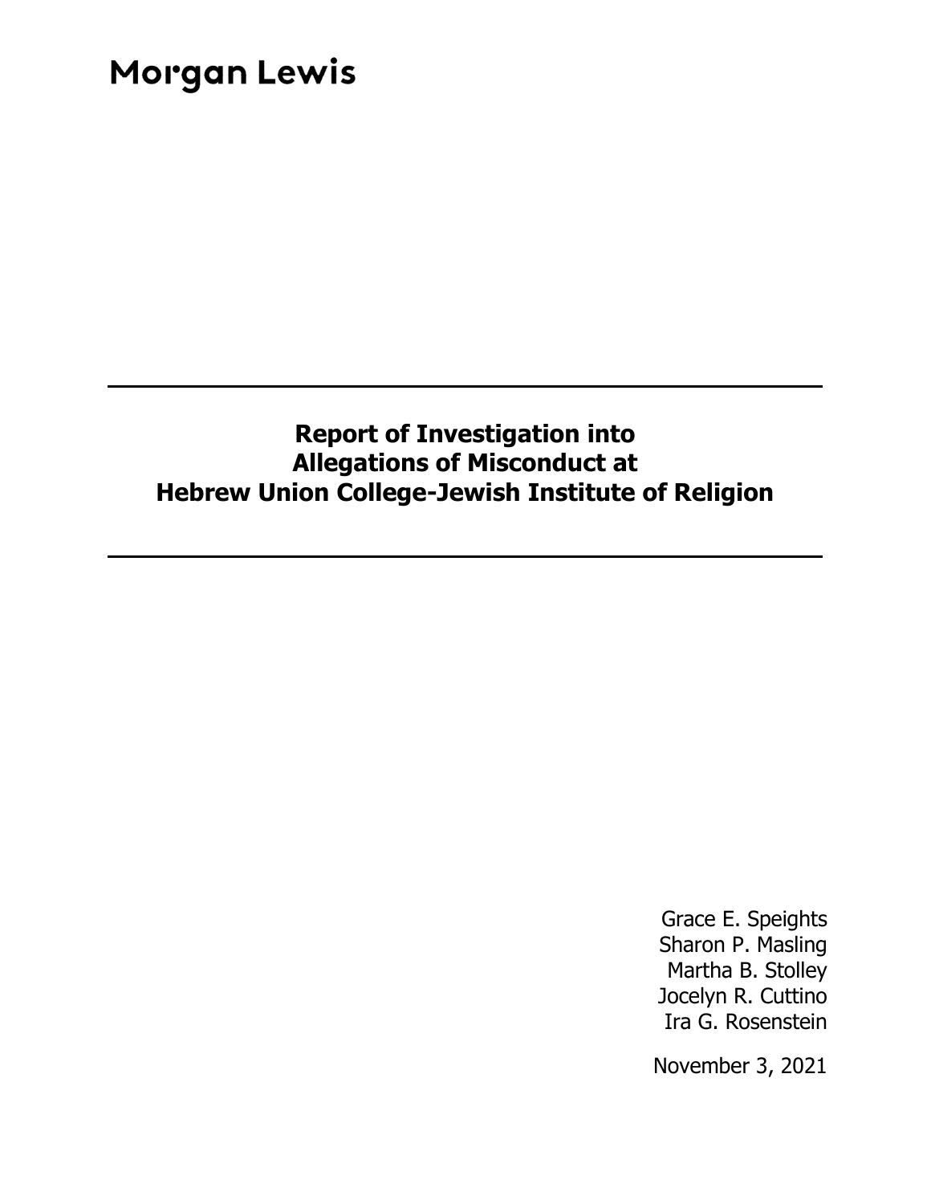Morgan Lewis

---

# Report of Investigation into Allegations of Misconduct at Hebrew Union College-Jewish Institute of Religion

---

Grace E. Speights
Sharon P. Masling
Martha B. Stolley
Jocelyn R. Cuttino
Ira G. Rosenstein

November 3, 2021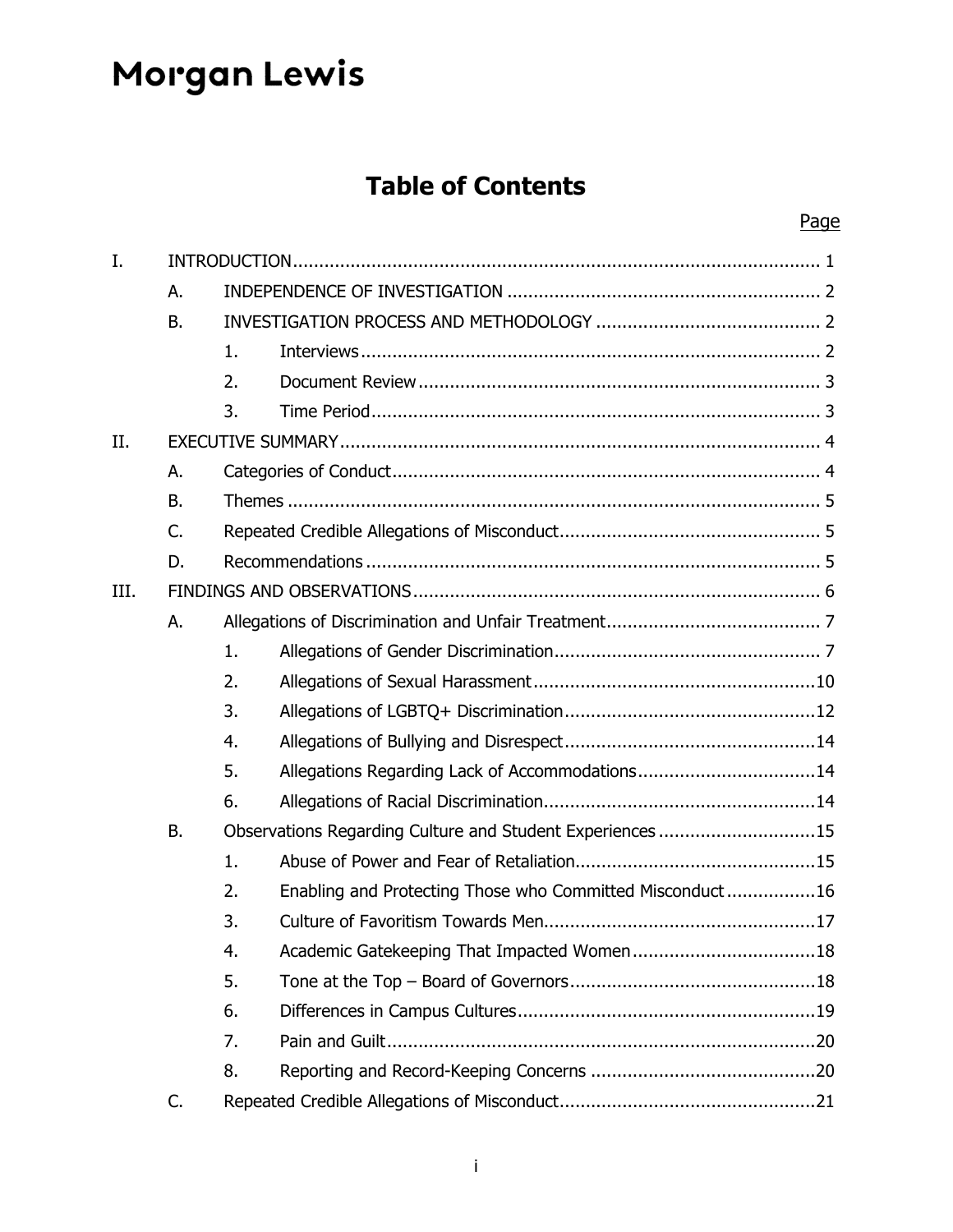Morgan Lewis

# Table of Contents

| | | | Page |
|---|---|---|---|
| I. | INTRODUCTION | | 1 |
| | A. | INDEPENDENCE OF INVESTIGATION | 2 |
| | B. | INVESTIGATION PROCESS AND METHODOLOGY | 2 |
| | | 1. Interviews | 2 |
| | | 2. Document Review | 3 |
| | | 3. Time Period | 3 |
| II. | EXECUTIVE SUMMARY | | 4 |
| | A. | Categories of Conduct | 4 |
| | B. | Themes | 5 |
| | C. | Repeated Credible Allegations of Misconduct | 5 |
| | D. | Recommendations | 5 |
| III. | FINDINGS AND OBSERVATIONS | | 6 |
| | A. | Allegations of Discrimination and Unfair Treatment | 7 |
| | | 1. Allegations of Gender Discrimination | 7 |
| | | 2. Allegations of Sexual Harassment | 10 |
| | | 3. Allegations of LGBTQ+ Discrimination | 12 |
| | | 4. Allegations of Bullying and Disrespect | 14 |
| | | 5. Allegations Regarding Lack of Accommodations | 14 |
| | | 6. Allegations of Racial Discrimination | 14 |
| | B. | Observations Regarding Culture and Student Experiences | 15 |
| | | 1. Abuse of Power and Fear of Retaliation | 15 |
| | | 2. Enabling and Protecting Those who Committed Misconduct | 16 |
| | | 3. Culture of Favoritism Towards Men | 17 |
| | | 4. Academic Gatekeeping That Impacted Women | 18 |
| | | 5. Tone at the Top – Board of Governors | 18 |
| | | 6. Differences in Campus Cultures | 19 |
| | | 7. Pain and Guilt | 20 |
| | | 8. Reporting and Record-Keeping Concerns | 20 |
| | C. | Repeated Credible Allegations of Misconduct | 21 |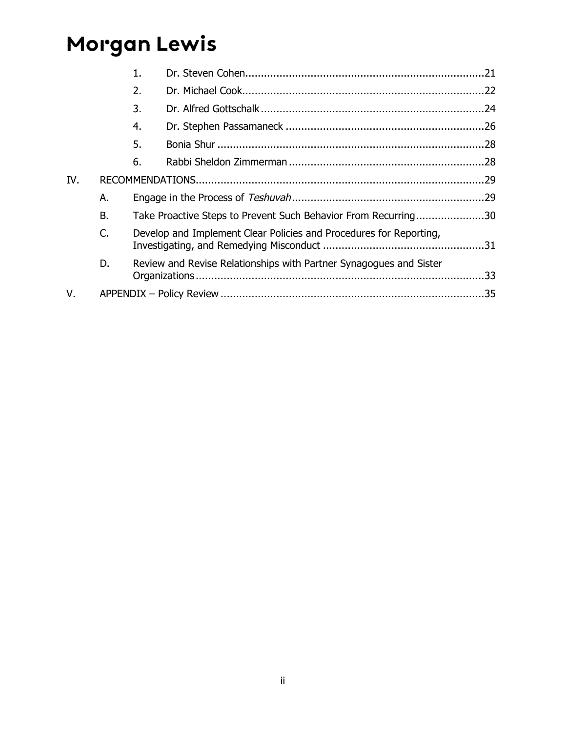1. Dr. Steven Cohen ....... 21
2. Dr. Michael Cook ....... 22
3. Dr. Alfred Gottschalk ....... 24
4. Dr. Stephen Passamaneck ....... 26
5. Bonia Shur ....... 28
6. Rabbi Sheldon Zimmerman ....... 28

IV. RECOMMENDATIONS ....... 29

- A. Engage in the Process of *Teshuvah* ....... 29
- B. Take Proactive Steps to Prevent Such Behavior From Recurring ....... 30
- C. Develop and Implement Clear Policies and Procedures for Reporting, Investigating, and Remedying Misconduct ....... 31
- D. Review and Revise Relationships with Partner Synagogues and Sister Organizations ....... 33

V. APPENDIX – Policy Review ....... 35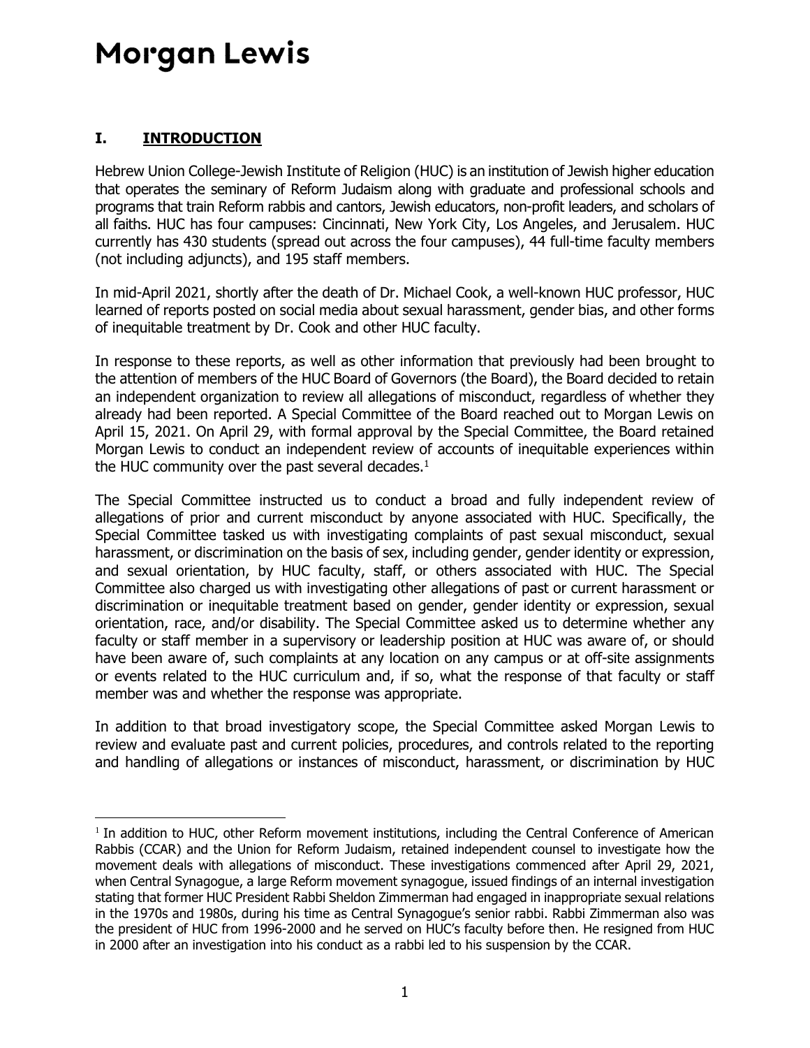## I. INTRODUCTION

Hebrew Union College-Jewish Institute of Religion (HUC) is an institution of Jewish higher education that operates the seminary of Reform Judaism along with graduate and professional schools and programs that train Reform rabbis and cantors, Jewish educators, non-profit leaders, and scholars of all faiths. HUC has four campuses: Cincinnati, New York City, Los Angeles, and Jerusalem. HUC currently has 430 students (spread out across the four campuses), 44 full-time faculty members (not including adjuncts), and 195 staff members.

In mid-April 2021, shortly after the death of Dr. Michael Cook, a well-known HUC professor, HUC learned of reports posted on social media about sexual harassment, gender bias, and other forms of inequitable treatment by Dr. Cook and other HUC faculty.

In response to these reports, as well as other information that previously had been brought to the attention of members of the HUC Board of Governors (the Board), the Board decided to retain an independent organization to review all allegations of misconduct, regardless of whether they already had been reported. A Special Committee of the Board reached out to Morgan Lewis on April 15, 2021. On April 29, with formal approval by the Special Committee, the Board retained Morgan Lewis to conduct an independent review of accounts of inequitable experiences within the HUC community over the past several decades.[1]

The Special Committee instructed us to conduct a broad and fully independent review of allegations of prior and current misconduct by anyone associated with HUC. Specifically, the Special Committee tasked us with investigating complaints of past sexual misconduct, sexual harassment, or discrimination on the basis of sex, including gender, gender identity or expression, and sexual orientation, by HUC faculty, staff, or others associated with HUC. The Special Committee also charged us with investigating other allegations of past or current harassment or discrimination or inequitable treatment based on gender, gender identity or expression, sexual orientation, race, and/or disability. The Special Committee asked us to determine whether any faculty or staff member in a supervisory or leadership position at HUC was aware of, or should have been aware of, such complaints at any location on any campus or at off-site assignments or events related to the HUC curriculum and, if so, what the response of that faculty or staff member was and whether the response was appropriate.

In addition to that broad investigatory scope, the Special Committee asked Morgan Lewis to review and evaluate past and current policies, procedures, and controls related to the reporting and handling of allegations or instances of misconduct, harassment, or discrimination by HUC

[1] In addition to HUC, other Reform movement institutions, including the Central Conference of American Rabbis (CCAR) and the Union for Reform Judaism, retained independent counsel to investigate how the movement deals with allegations of misconduct. These investigations commenced after April 29, 2021, when Central Synagogue, a large Reform movement synagogue, issued findings of an internal investigation stating that former HUC President Rabbi Sheldon Zimmerman had engaged in inappropriate sexual relations in the 1970s and 1980s, during his time as Central Synagogue's senior rabbi. Rabbi Zimmerman also was the president of HUC from 1996-2000 and he served on HUC's faculty before then. He resigned from HUC in 2000 after an investigation into his conduct as a rabbi led to his suspension by the CCAR.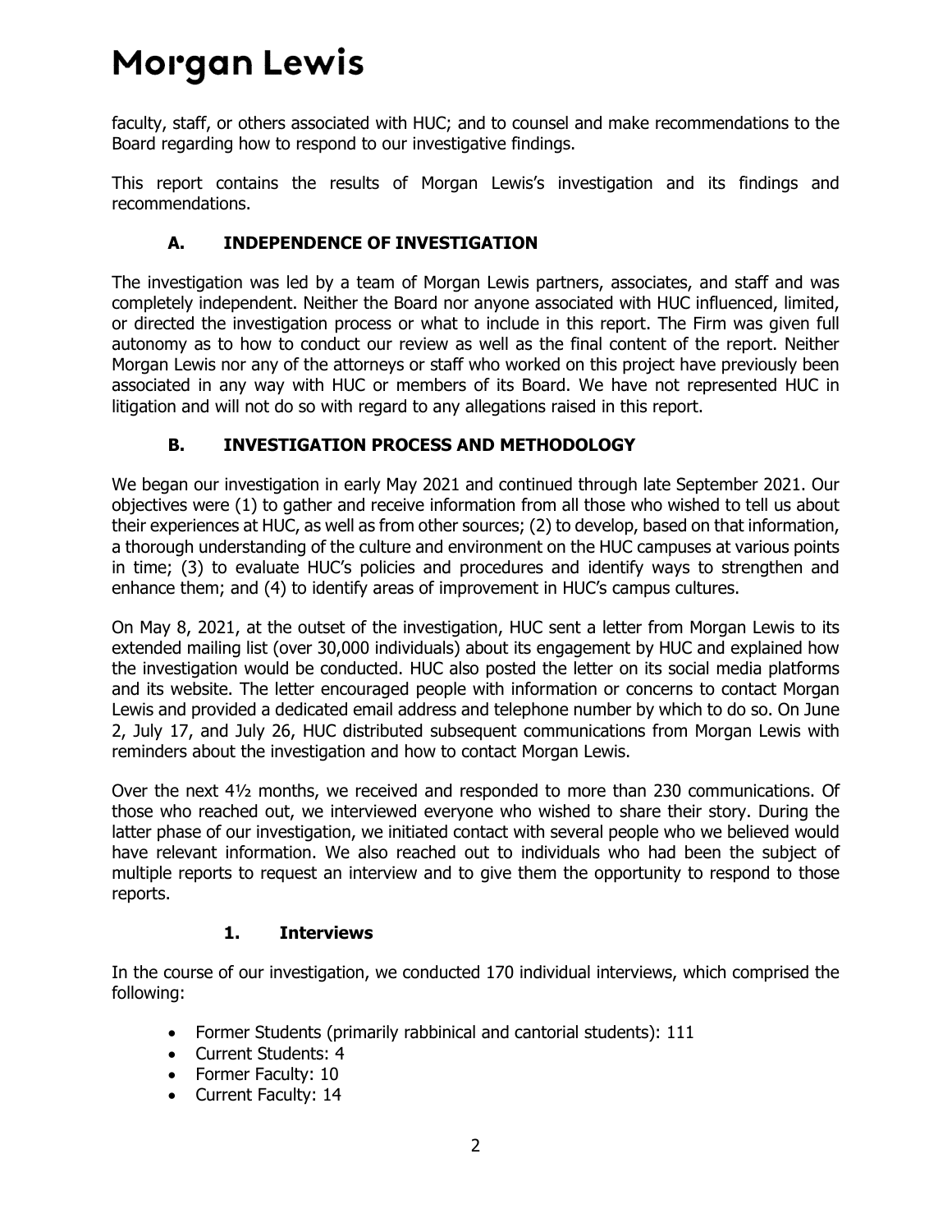faculty, staff, or others associated with HUC; and to counsel and make recommendations to the Board regarding how to respond to our investigative findings.

This report contains the results of Morgan Lewis's investigation and its findings and recommendations.

### A. INDEPENDENCE OF INVESTIGATION

The investigation was led by a team of Morgan Lewis partners, associates, and staff and was completely independent. Neither the Board nor anyone associated with HUC influenced, limited, or directed the investigation process or what to include in this report. The Firm was given full autonomy as to how to conduct our review as well as the final content of the report. Neither Morgan Lewis nor any of the attorneys or staff who worked on this project have previously been associated in any way with HUC or members of its Board. We have not represented HUC in litigation and will not do so with regard to any allegations raised in this report.

### B. INVESTIGATION PROCESS AND METHODOLOGY

We began our investigation in early May 2021 and continued through late September 2021. Our objectives were (1) to gather and receive information from all those who wished to tell us about their experiences at HUC, as well as from other sources; (2) to develop, based on that information, a thorough understanding of the culture and environment on the HUC campuses at various points in time; (3) to evaluate HUC's policies and procedures and identify ways to strengthen and enhance them; and (4) to identify areas of improvement in HUC's campus cultures.

On May 8, 2021, at the outset of the investigation, HUC sent a letter from Morgan Lewis to its extended mailing list (over 30,000 individuals) about its engagement by HUC and explained how the investigation would be conducted. HUC also posted the letter on its social media platforms and its website. The letter encouraged people with information or concerns to contact Morgan Lewis and provided a dedicated email address and telephone number by which to do so. On June 2, July 17, and July 26, HUC distributed subsequent communications from Morgan Lewis with reminders about the investigation and how to contact Morgan Lewis.

Over the next 4½ months, we received and responded to more than 230 communications. Of those who reached out, we interviewed everyone who wished to share their story. During the latter phase of our investigation, we initiated contact with several people who we believed would have relevant information. We also reached out to individuals who had been the subject of multiple reports to request an interview and to give them the opportunity to respond to those reports.

#### 1. Interviews

In the course of our investigation, we conducted 170 individual interviews, which comprised the following:

- Former Students (primarily rabbinical and cantorial students): 111
- Current Students: 4
- Former Faculty: 10
- Current Faculty: 14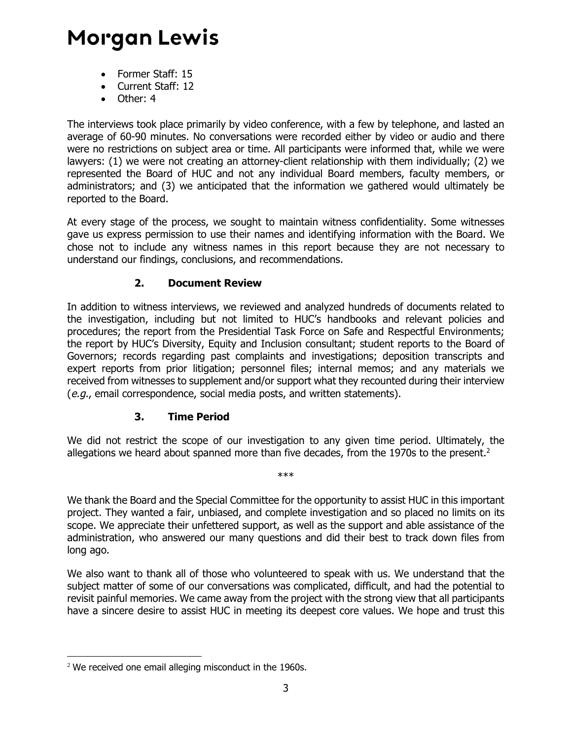- Former Staff: 15
- Current Staff: 12
- Other: 4

The interviews took place primarily by video conference, with a few by telephone, and lasted an average of 60-90 minutes. No conversations were recorded either by video or audio and there were no restrictions on subject area or time. All participants were informed that, while we were lawyers: (1) we were not creating an attorney-client relationship with them individually; (2) we represented the Board of HUC and not any individual Board members, faculty members, or administrators; and (3) we anticipated that the information we gathered would ultimately be reported to the Board.

At every stage of the process, we sought to maintain witness confidentiality. Some witnesses gave us express permission to use their names and identifying information with the Board. We chose not to include any witness names in this report because they are not necessary to understand our findings, conclusions, and recommendations.

### 2. Document Review

In addition to witness interviews, we reviewed and analyzed hundreds of documents related to the investigation, including but not limited to HUC's handbooks and relevant policies and procedures; the report from the Presidential Task Force on Safe and Respectful Environments; the report by HUC's Diversity, Equity and Inclusion consultant; student reports to the Board of Governors; records regarding past complaints and investigations; deposition transcripts and expert reports from prior litigation; personnel files; internal memos; and any materials we received from witnesses to supplement and/or support what they recounted during their interview (*e.g.*, email correspondence, social media posts, and written statements).

### 3. Time Period

We did not restrict the scope of our investigation to any given time period. Ultimately, the allegations we heard about spanned more than five decades, from the 1970s to the present.[2]

\*\*\*

We thank the Board and the Special Committee for the opportunity to assist HUC in this important project. They wanted a fair, unbiased, and complete investigation and so placed no limits on its scope. We appreciate their unfettered support, as well as the support and able assistance of the administration, who answered our many questions and did their best to track down files from long ago.

We also want to thank all of those who volunteered to speak with us. We understand that the subject matter of some of our conversations was complicated, difficult, and had the potential to revisit painful memories. We came away from the project with the strong view that all participants have a sincere desire to assist HUC in meeting its deepest core values. We hope and trust this

[2] We received one email alleging misconduct in the 1960s.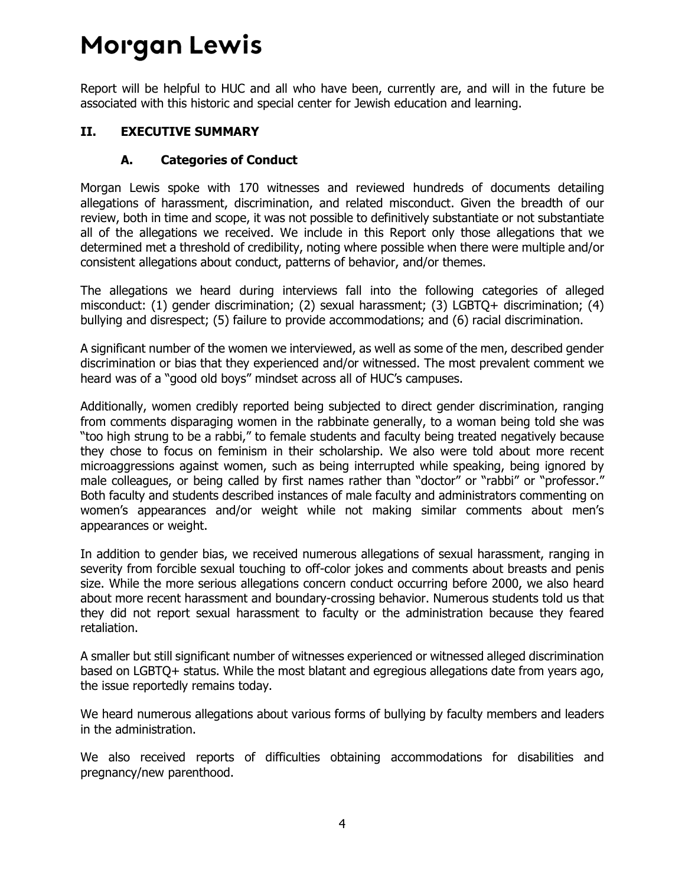Report will be helpful to HUC and all who have been, currently are, and will in the future be associated with this historic and special center for Jewish education and learning.

## II. EXECUTIVE SUMMARY

### A. Categories of Conduct

Morgan Lewis spoke with 170 witnesses and reviewed hundreds of documents detailing allegations of harassment, discrimination, and related misconduct. Given the breadth of our review, both in time and scope, it was not possible to definitively substantiate or not substantiate all of the allegations we received. We include in this Report only those allegations that we determined met a threshold of credibility, noting where possible when there were multiple and/or consistent allegations about conduct, patterns of behavior, and/or themes.

The allegations we heard during interviews fall into the following categories of alleged misconduct: (1) gender discrimination; (2) sexual harassment; (3) LGBTQ+ discrimination; (4) bullying and disrespect; (5) failure to provide accommodations; and (6) racial discrimination.

A significant number of the women we interviewed, as well as some of the men, described gender discrimination or bias that they experienced and/or witnessed. The most prevalent comment we heard was of a "good old boys" mindset across all of HUC's campuses.

Additionally, women credibly reported being subjected to direct gender discrimination, ranging from comments disparaging women in the rabbinate generally, to a woman being told she was "too high strung to be a rabbi," to female students and faculty being treated negatively because they chose to focus on feminism in their scholarship. We also were told about more recent microaggressions against women, such as being interrupted while speaking, being ignored by male colleagues, or being called by first names rather than "doctor" or "rabbi" or "professor." Both faculty and students described instances of male faculty and administrators commenting on women's appearances and/or weight while not making similar comments about men's appearances or weight.

In addition to gender bias, we received numerous allegations of sexual harassment, ranging in severity from forcible sexual touching to off-color jokes and comments about breasts and penis size. While the more serious allegations concern conduct occurring before 2000, we also heard about more recent harassment and boundary-crossing behavior. Numerous students told us that they did not report sexual harassment to faculty or the administration because they feared retaliation.

A smaller but still significant number of witnesses experienced or witnessed alleged discrimination based on LGBTQ+ status. While the most blatant and egregious allegations date from years ago, the issue reportedly remains today.

We heard numerous allegations about various forms of bullying by faculty members and leaders in the administration.

We also received reports of difficulties obtaining accommodations for disabilities and pregnancy/new parenthood.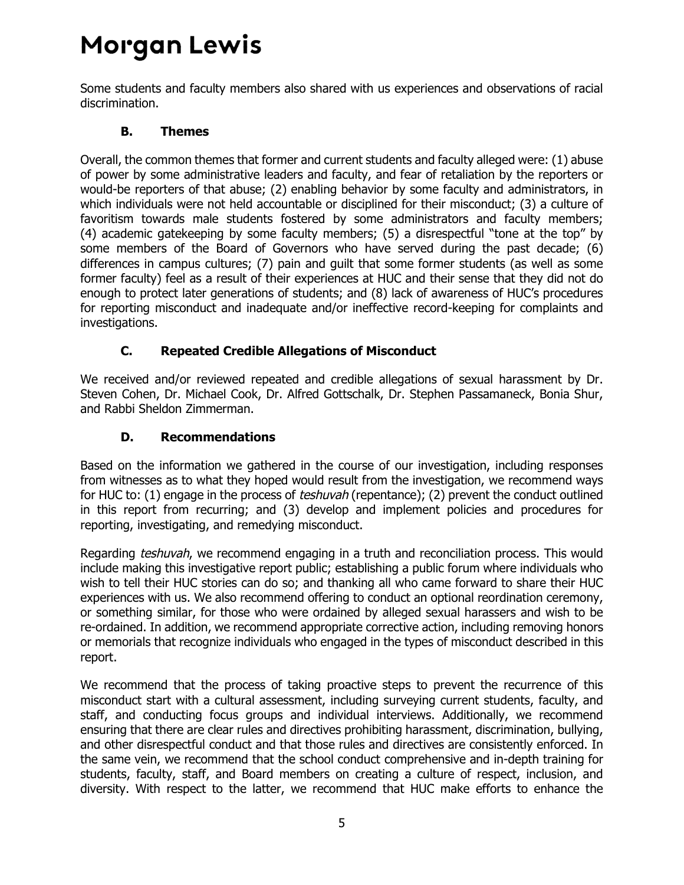Some students and faculty members also shared with us experiences and observations of racial discrimination.

### B. Themes

Overall, the common themes that former and current students and faculty alleged were: (1) abuse of power by some administrative leaders and faculty, and fear of retaliation by the reporters or would-be reporters of that abuse; (2) enabling behavior by some faculty and administrators, in which individuals were not held accountable or disciplined for their misconduct; (3) a culture of favoritism towards male students fostered by some administrators and faculty members; (4) academic gatekeeping by some faculty members; (5) a disrespectful "tone at the top" by some members of the Board of Governors who have served during the past decade; (6) differences in campus cultures; (7) pain and guilt that some former students (as well as some former faculty) feel as a result of their experiences at HUC and their sense that they did not do enough to protect later generations of students; and (8) lack of awareness of HUC's procedures for reporting misconduct and inadequate and/or ineffective record-keeping for complaints and investigations.

### C. Repeated Credible Allegations of Misconduct

We received and/or reviewed repeated and credible allegations of sexual harassment by Dr. Steven Cohen, Dr. Michael Cook, Dr. Alfred Gottschalk, Dr. Stephen Passamaneck, Bonia Shur, and Rabbi Sheldon Zimmerman.

### D. Recommendations

Based on the information we gathered in the course of our investigation, including responses from witnesses as to what they hoped would result from the investigation, we recommend ways for HUC to: (1) engage in the process of *teshuvah* (repentance); (2) prevent the conduct outlined in this report from recurring; and (3) develop and implement policies and procedures for reporting, investigating, and remedying misconduct.

Regarding *teshuvah*, we recommend engaging in a truth and reconciliation process. This would include making this investigative report public; establishing a public forum where individuals who wish to tell their HUC stories can do so; and thanking all who came forward to share their HUC experiences with us. We also recommend offering to conduct an optional reordination ceremony, or something similar, for those who were ordained by alleged sexual harassers and wish to be re-ordained. In addition, we recommend appropriate corrective action, including removing honors or memorials that recognize individuals who engaged in the types of misconduct described in this report.

We recommend that the process of taking proactive steps to prevent the recurrence of this misconduct start with a cultural assessment, including surveying current students, faculty, and staff, and conducting focus groups and individual interviews. Additionally, we recommend ensuring that there are clear rules and directives prohibiting harassment, discrimination, bullying, and other disrespectful conduct and that those rules and directives are consistently enforced. In the same vein, we recommend that the school conduct comprehensive and in-depth training for students, faculty, staff, and Board members on creating a culture of respect, inclusion, and diversity. With respect to the latter, we recommend that HUC make efforts to enhance the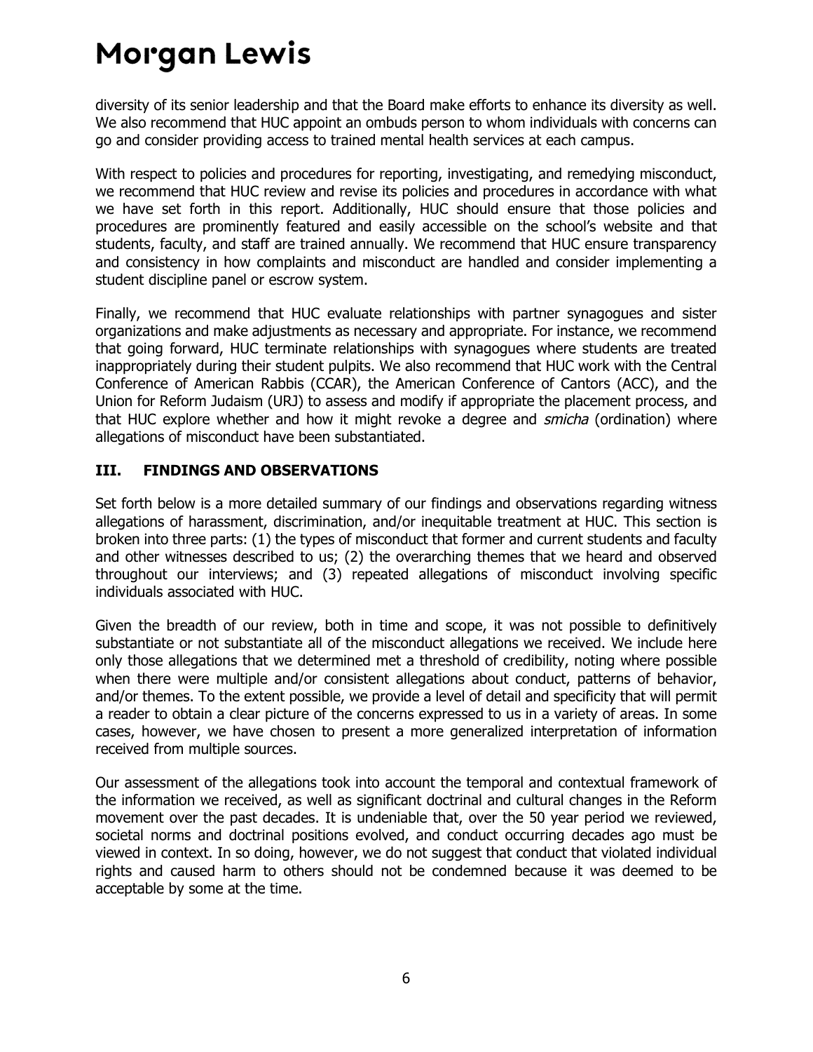diversity of its senior leadership and that the Board make efforts to enhance its diversity as well. We also recommend that HUC appoint an ombuds person to whom individuals with concerns can go and consider providing access to trained mental health services at each campus.

With respect to policies and procedures for reporting, investigating, and remedying misconduct, we recommend that HUC review and revise its policies and procedures in accordance with what we have set forth in this report. Additionally, HUC should ensure that those policies and procedures are prominently featured and easily accessible on the school's website and that students, faculty, and staff are trained annually. We recommend that HUC ensure transparency and consistency in how complaints and misconduct are handled and consider implementing a student discipline panel or escrow system.

Finally, we recommend that HUC evaluate relationships with partner synagogues and sister organizations and make adjustments as necessary and appropriate. For instance, we recommend that going forward, HUC terminate relationships with synagogues where students are treated inappropriately during their student pulpits. We also recommend that HUC work with the Central Conference of American Rabbis (CCAR), the American Conference of Cantors (ACC), and the Union for Reform Judaism (URJ) to assess and modify if appropriate the placement process, and that HUC explore whether and how it might revoke a degree and *smicha* (ordination) where allegations of misconduct have been substantiated.

## III. FINDINGS AND OBSERVATIONS

Set forth below is a more detailed summary of our findings and observations regarding witness allegations of harassment, discrimination, and/or inequitable treatment at HUC. This section is broken into three parts: (1) the types of misconduct that former and current students and faculty and other witnesses described to us; (2) the overarching themes that we heard and observed throughout our interviews; and (3) repeated allegations of misconduct involving specific individuals associated with HUC.

Given the breadth of our review, both in time and scope, it was not possible to definitively substantiate or not substantiate all of the misconduct allegations we received. We include here only those allegations that we determined met a threshold of credibility, noting where possible when there were multiple and/or consistent allegations about conduct, patterns of behavior, and/or themes. To the extent possible, we provide a level of detail and specificity that will permit a reader to obtain a clear picture of the concerns expressed to us in a variety of areas. In some cases, however, we have chosen to present a more generalized interpretation of information received from multiple sources.

Our assessment of the allegations took into account the temporal and contextual framework of the information we received, as well as significant doctrinal and cultural changes in the Reform movement over the past decades. It is undeniable that, over the 50 year period we reviewed, societal norms and doctrinal positions evolved, and conduct occurring decades ago must be viewed in context. In so doing, however, we do not suggest that conduct that violated individual rights and caused harm to others should not be condemned because it was deemed to be acceptable by some at the time.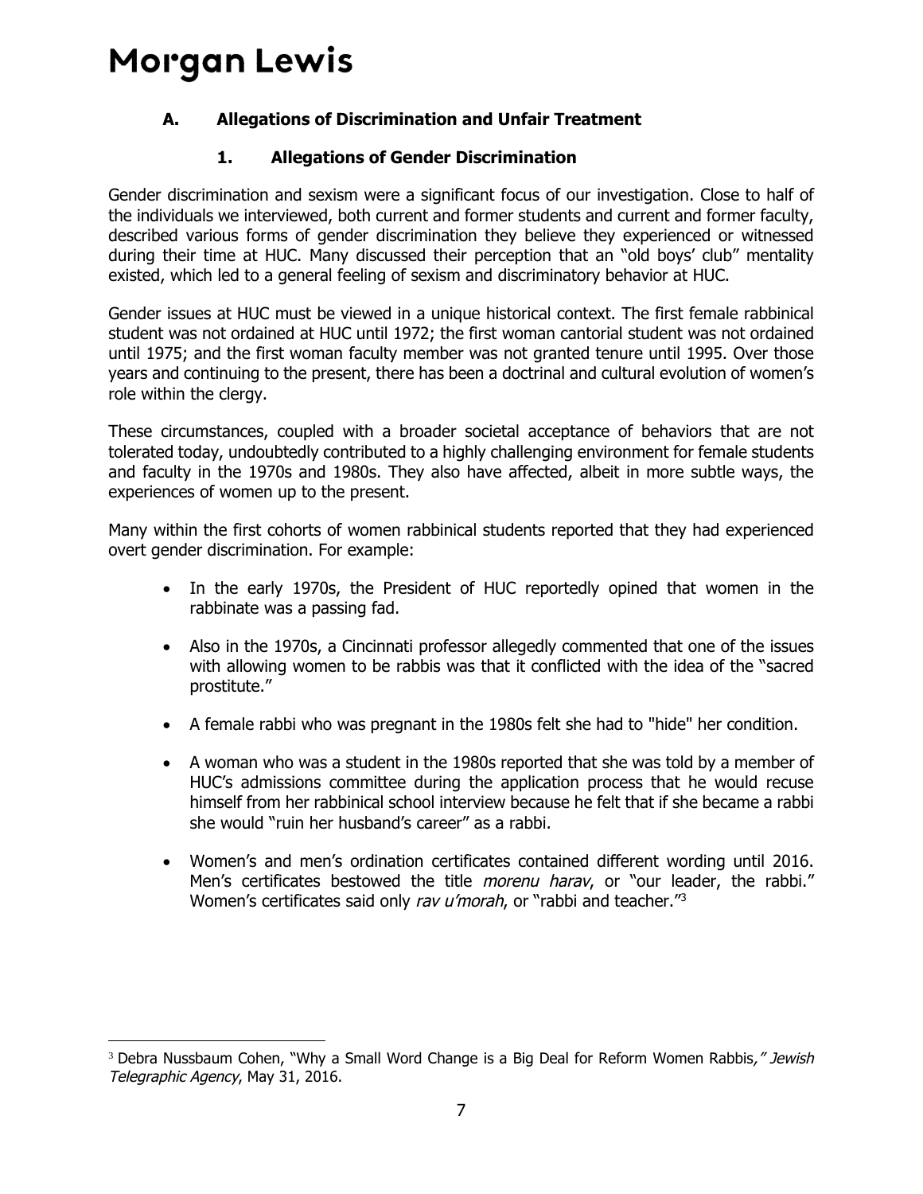### A. Allegations of Discrimination and Unfair Treatment

#### 1. Allegations of Gender Discrimination

Gender discrimination and sexism were a significant focus of our investigation. Close to half of the individuals we interviewed, both current and former students and current and former faculty, described various forms of gender discrimination they believe they experienced or witnessed during their time at HUC. Many discussed their perception that an "old boys' club" mentality existed, which led to a general feeling of sexism and discriminatory behavior at HUC.

Gender issues at HUC must be viewed in a unique historical context. The first female rabbinical student was not ordained at HUC until 1972; the first woman cantorial student was not ordained until 1975; and the first woman faculty member was not granted tenure until 1995. Over those years and continuing to the present, there has been a doctrinal and cultural evolution of women's role within the clergy.

These circumstances, coupled with a broader societal acceptance of behaviors that are not tolerated today, undoubtedly contributed to a highly challenging environment for female students and faculty in the 1970s and 1980s. They also have affected, albeit in more subtle ways, the experiences of women up to the present.

Many within the first cohorts of women rabbinical students reported that they had experienced overt gender discrimination. For example:

- In the early 1970s, the President of HUC reportedly opined that women in the rabbinate was a passing fad.
- Also in the 1970s, a Cincinnati professor allegedly commented that one of the issues with allowing women to be rabbis was that it conflicted with the idea of the "sacred prostitute."
- A female rabbi who was pregnant in the 1980s felt she had to "hide" her condition.
- A woman who was a student in the 1980s reported that she was told by a member of HUC's admissions committee during the application process that he would recuse himself from her rabbinical school interview because he felt that if she became a rabbi she would "ruin her husband's career" as a rabbi.
- Women's and men's ordination certificates contained different wording until 2016. Men's certificates bestowed the title *morenu harav*, or "our leader, the rabbi." Women's certificates said only *rav u'morah*, or "rabbi and teacher."[3]

[3] Debra Nussbaum Cohen, "Why a Small Word Change is a Big Deal for Reform Women Rabbis," *Jewish Telegraphic Agency*, May 31, 2016.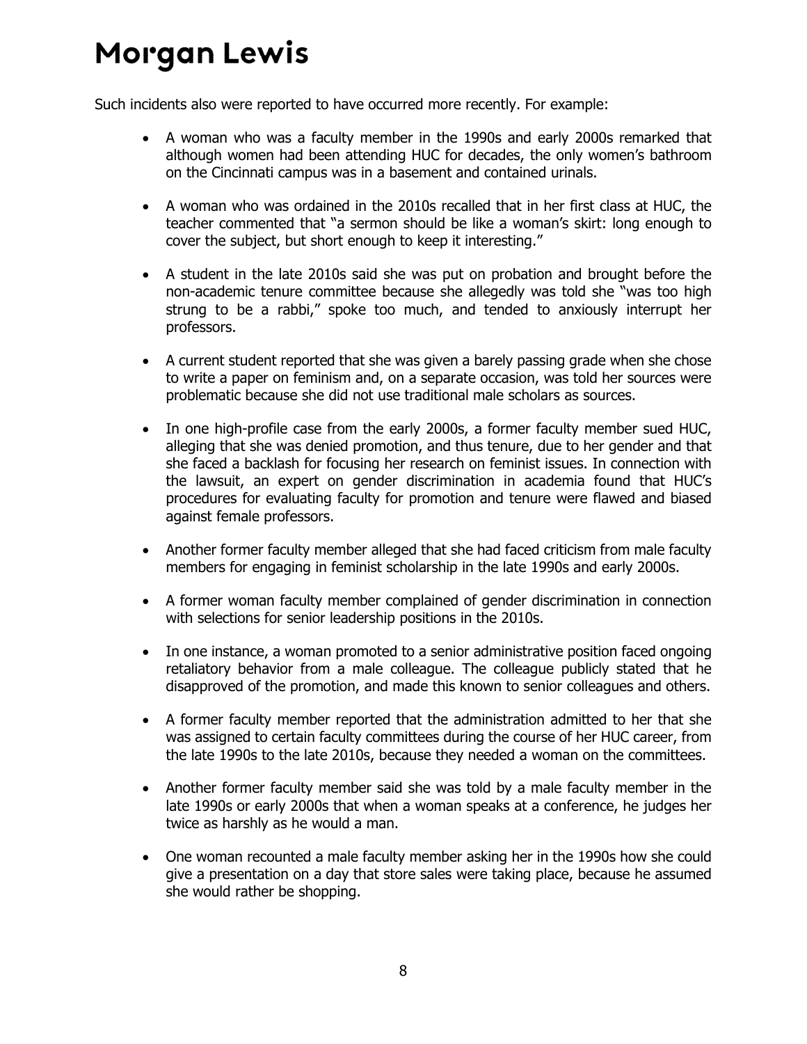Such incidents also were reported to have occurred more recently. For example:

- A woman who was a faculty member in the 1990s and early 2000s remarked that although women had been attending HUC for decades, the only women's bathroom on the Cincinnati campus was in a basement and contained urinals.
- A woman who was ordained in the 2010s recalled that in her first class at HUC, the teacher commented that "a sermon should be like a woman's skirt: long enough to cover the subject, but short enough to keep it interesting."
- A student in the late 2010s said she was put on probation and brought before the non-academic tenure committee because she allegedly was told she "was too high strung to be a rabbi," spoke too much, and tended to anxiously interrupt her professors.
- A current student reported that she was given a barely passing grade when she chose to write a paper on feminism and, on a separate occasion, was told her sources were problematic because she did not use traditional male scholars as sources.
- In one high-profile case from the early 2000s, a former faculty member sued HUC, alleging that she was denied promotion, and thus tenure, due to her gender and that she faced a backlash for focusing her research on feminist issues. In connection with the lawsuit, an expert on gender discrimination in academia found that HUC's procedures for evaluating faculty for promotion and tenure were flawed and biased against female professors.
- Another former faculty member alleged that she had faced criticism from male faculty members for engaging in feminist scholarship in the late 1990s and early 2000s.
- A former woman faculty member complained of gender discrimination in connection with selections for senior leadership positions in the 2010s.
- In one instance, a woman promoted to a senior administrative position faced ongoing retaliatory behavior from a male colleague. The colleague publicly stated that he disapproved of the promotion, and made this known to senior colleagues and others.
- A former faculty member reported that the administration admitted to her that she was assigned to certain faculty committees during the course of her HUC career, from the late 1990s to the late 2010s, because they needed a woman on the committees.
- Another former faculty member said she was told by a male faculty member in the late 1990s or early 2000s that when a woman speaks at a conference, he judges her twice as harshly as he would a man.
- One woman recounted a male faculty member asking her in the 1990s how she could give a presentation on a day that store sales were taking place, because he assumed she would rather be shopping.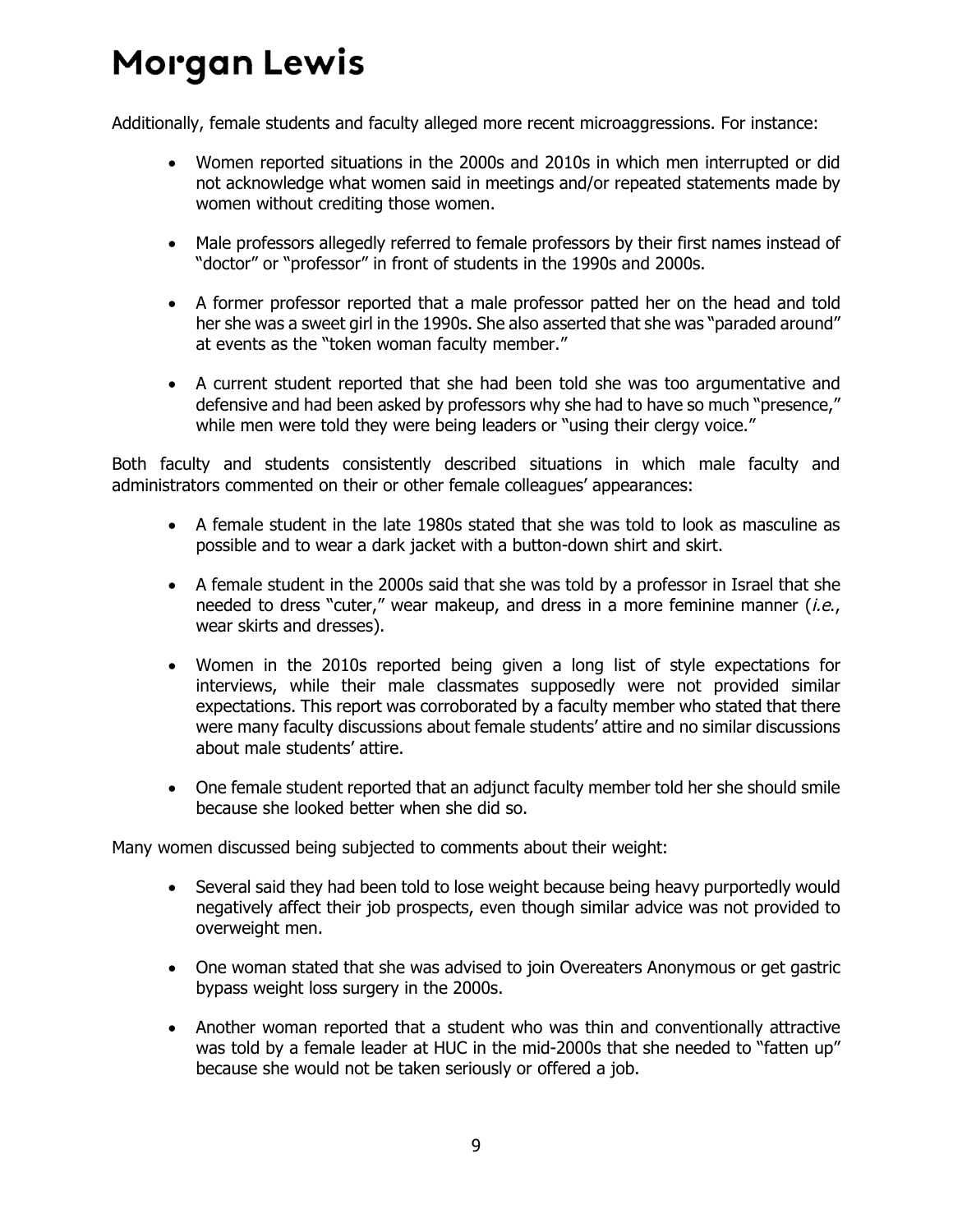Additionally, female students and faculty alleged more recent microaggressions. For instance:

- Women reported situations in the 2000s and 2010s in which men interrupted or did not acknowledge what women said in meetings and/or repeated statements made by women without crediting those women.

- Male professors allegedly referred to female professors by their first names instead of "doctor" or "professor" in front of students in the 1990s and 2000s.

- A former professor reported that a male professor patted her on the head and told her she was a sweet girl in the 1990s. She also asserted that she was "paraded around" at events as the "token woman faculty member."

- A current student reported that she had been told she was too argumentative and defensive and had been asked by professors why she had to have so much "presence," while men were told they were being leaders or "using their clergy voice."

Both faculty and students consistently described situations in which male faculty and administrators commented on their or other female colleagues' appearances:

- A female student in the late 1980s stated that she was told to look as masculine as possible and to wear a dark jacket with a button-down shirt and skirt.

- A female student in the 2000s said that she was told by a professor in Israel that she needed to dress "cuter," wear makeup, and dress in a more feminine manner (*i.e.*, wear skirts and dresses).

- Women in the 2010s reported being given a long list of style expectations for interviews, while their male classmates supposedly were not provided similar expectations. This report was corroborated by a faculty member who stated that there were many faculty discussions about female students' attire and no similar discussions about male students' attire.

- One female student reported that an adjunct faculty member told her she should smile because she looked better when she did so.

Many women discussed being subjected to comments about their weight:

- Several said they had been told to lose weight because being heavy purportedly would negatively affect their job prospects, even though similar advice was not provided to overweight men.

- One woman stated that she was advised to join Overeaters Anonymous or get gastric bypass weight loss surgery in the 2000s.

- Another woman reported that a student who was thin and conventionally attractive was told by a female leader at HUC in the mid-2000s that she needed to "fatten up" because she would not be taken seriously or offered a job.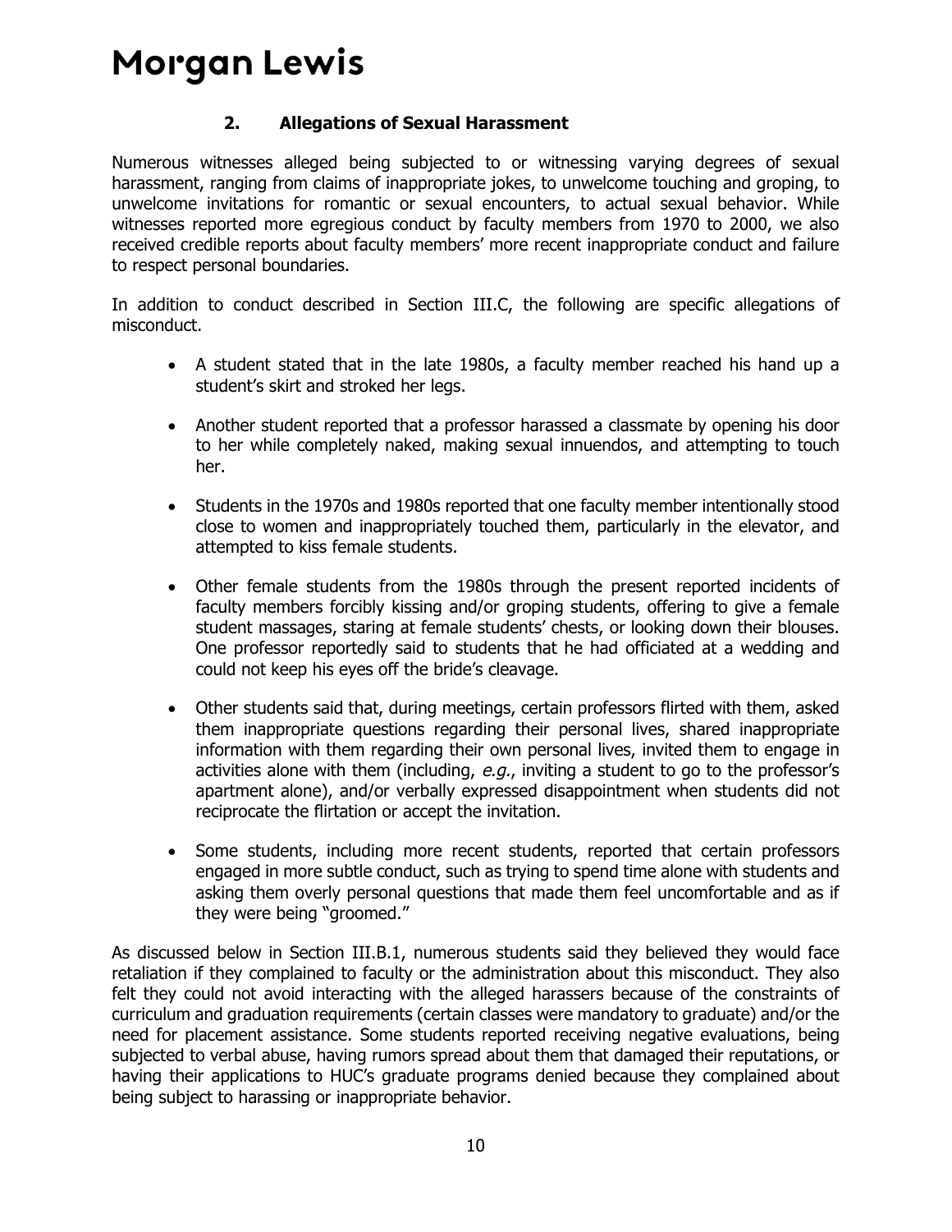### 2. Allegations of Sexual Harassment

Numerous witnesses alleged being subjected to or witnessing varying degrees of sexual harassment, ranging from claims of inappropriate jokes, to unwelcome touching and groping, to unwelcome invitations for romantic or sexual encounters, to actual sexual behavior. While witnesses reported more egregious conduct by faculty members from 1970 to 2000, we also received credible reports about faculty members' more recent inappropriate conduct and failure to respect personal boundaries.

In addition to conduct described in Section III.C, the following are specific allegations of misconduct.

- A student stated that in the late 1980s, a faculty member reached his hand up a student's skirt and stroked her legs.
- Another student reported that a professor harassed a classmate by opening his door to her while completely naked, making sexual innuendos, and attempting to touch her.
- Students in the 1970s and 1980s reported that one faculty member intentionally stood close to women and inappropriately touched them, particularly in the elevator, and attempted to kiss female students.
- Other female students from the 1980s through the present reported incidents of faculty members forcibly kissing and/or groping students, offering to give a female student massages, staring at female students' chests, or looking down their blouses. One professor reportedly said to students that he had officiated at a wedding and could not keep his eyes off the bride's cleavage.
- Other students said that, during meetings, certain professors flirted with them, asked them inappropriate questions regarding their personal lives, shared inappropriate information with them regarding their own personal lives, invited them to engage in activities alone with them (including, *e.g.*, inviting a student to go to the professor's apartment alone), and/or verbally expressed disappointment when students did not reciprocate the flirtation or accept the invitation.
- Some students, including more recent students, reported that certain professors engaged in more subtle conduct, such as trying to spend time alone with students and asking them overly personal questions that made them feel uncomfortable and as if they were being "groomed."

As discussed below in Section III.B.1, numerous students said they believed they would face retaliation if they complained to faculty or the administration about this misconduct. They also felt they could not avoid interacting with the alleged harassers because of the constraints of curriculum and graduation requirements (certain classes were mandatory to graduate) and/or the need for placement assistance. Some students reported receiving negative evaluations, being subjected to verbal abuse, having rumors spread about them that damaged their reputations, or having their applications to HUC's graduate programs denied because they complained about being subject to harassing or inappropriate behavior.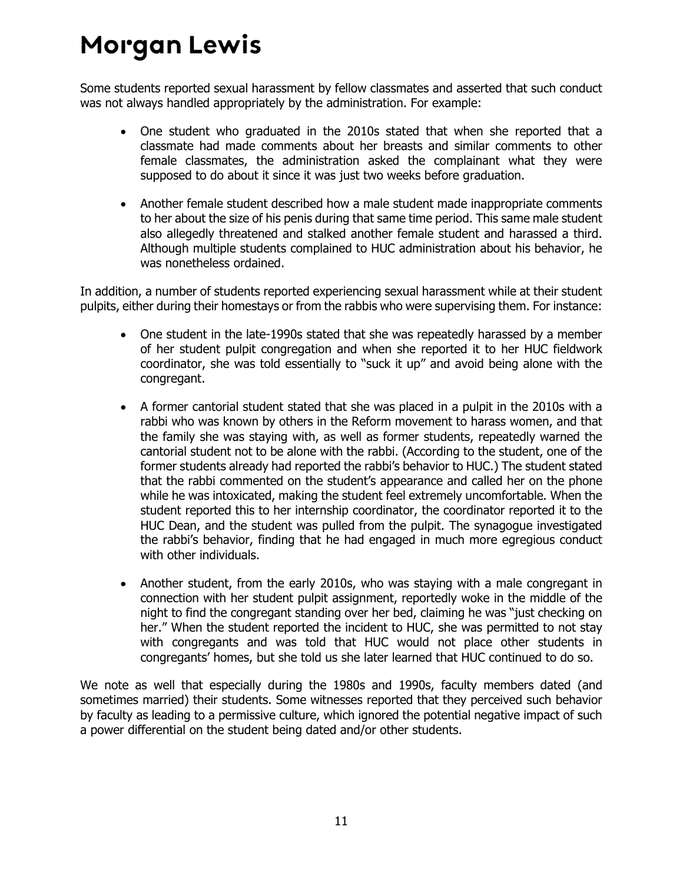Some students reported sexual harassment by fellow classmates and asserted that such conduct was not always handled appropriately by the administration. For example:

- One student who graduated in the 2010s stated that when she reported that a classmate had made comments about her breasts and similar comments to other female classmates, the administration asked the complainant what they were supposed to do about it since it was just two weeks before graduation.
- Another female student described how a male student made inappropriate comments to her about the size of his penis during that same time period. This same male student also allegedly threatened and stalked another female student and harassed a third. Although multiple students complained to HUC administration about his behavior, he was nonetheless ordained.

In addition, a number of students reported experiencing sexual harassment while at their student pulpits, either during their homestays or from the rabbis who were supervising them. For instance:

- One student in the late-1990s stated that she was repeatedly harassed by a member of her student pulpit congregation and when she reported it to her HUC fieldwork coordinator, she was told essentially to "suck it up" and avoid being alone with the congregant.
- A former cantorial student stated that she was placed in a pulpit in the 2010s with a rabbi who was known by others in the Reform movement to harass women, and that the family she was staying with, as well as former students, repeatedly warned the cantorial student not to be alone with the rabbi. (According to the student, one of the former students already had reported the rabbi's behavior to HUC.) The student stated that the rabbi commented on the student's appearance and called her on the phone while he was intoxicated, making the student feel extremely uncomfortable. When the student reported this to her internship coordinator, the coordinator reported it to the HUC Dean, and the student was pulled from the pulpit. The synagogue investigated the rabbi's behavior, finding that he had engaged in much more egregious conduct with other individuals.
- Another student, from the early 2010s, who was staying with a male congregant in connection with her student pulpit assignment, reportedly woke in the middle of the night to find the congregant standing over her bed, claiming he was "just checking on her." When the student reported the incident to HUC, she was permitted to not stay with congregants and was told that HUC would not place other students in congregants' homes, but she told us she later learned that HUC continued to do so.

We note as well that especially during the 1980s and 1990s, faculty members dated (and sometimes married) their students. Some witnesses reported that they perceived such behavior by faculty as leading to a permissive culture, which ignored the potential negative impact of such a power differential on the student being dated and/or other students.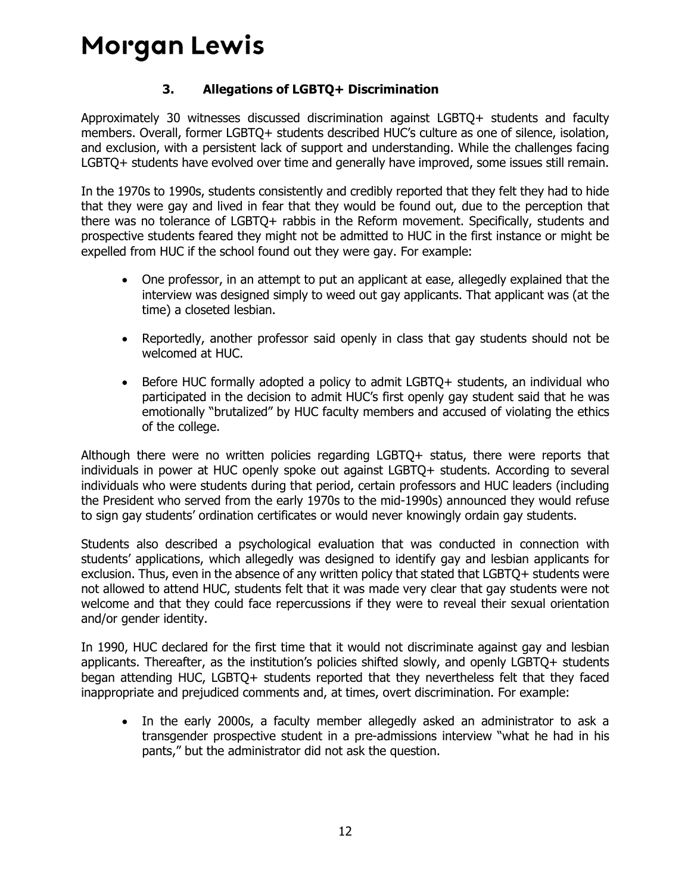### 3. Allegations of LGBTQ+ Discrimination

Approximately 30 witnesses discussed discrimination against LGBTQ+ students and faculty members. Overall, former LGBTQ+ students described HUC's culture as one of silence, isolation, and exclusion, with a persistent lack of support and understanding. While the challenges facing LGBTQ+ students have evolved over time and generally have improved, some issues still remain.

In the 1970s to 1990s, students consistently and credibly reported that they felt they had to hide that they were gay and lived in fear that they would be found out, due to the perception that there was no tolerance of LGBTQ+ rabbis in the Reform movement. Specifically, students and prospective students feared they might not be admitted to HUC in the first instance or might be expelled from HUC if the school found out they were gay. For example:

- One professor, in an attempt to put an applicant at ease, allegedly explained that the interview was designed simply to weed out gay applicants. That applicant was (at the time) a closeted lesbian.
- Reportedly, another professor said openly in class that gay students should not be welcomed at HUC.
- Before HUC formally adopted a policy to admit LGBTQ+ students, an individual who participated in the decision to admit HUC's first openly gay student said that he was emotionally "brutalized" by HUC faculty members and accused of violating the ethics of the college.

Although there were no written policies regarding LGBTQ+ status, there were reports that individuals in power at HUC openly spoke out against LGBTQ+ students. According to several individuals who were students during that period, certain professors and HUC leaders (including the President who served from the early 1970s to the mid-1990s) announced they would refuse to sign gay students' ordination certificates or would never knowingly ordain gay students.

Students also described a psychological evaluation that was conducted in connection with students' applications, which allegedly was designed to identify gay and lesbian applicants for exclusion. Thus, even in the absence of any written policy that stated that LGBTQ+ students were not allowed to attend HUC, students felt that it was made very clear that gay students were not welcome and that they could face repercussions if they were to reveal their sexual orientation and/or gender identity.

In 1990, HUC declared for the first time that it would not discriminate against gay and lesbian applicants. Thereafter, as the institution's policies shifted slowly, and openly LGBTQ+ students began attending HUC, LGBTQ+ students reported that they nevertheless felt that they faced inappropriate and prejudiced comments and, at times, overt discrimination. For example:

- In the early 2000s, a faculty member allegedly asked an administrator to ask a transgender prospective student in a pre-admissions interview "what he had in his pants," but the administrator did not ask the question.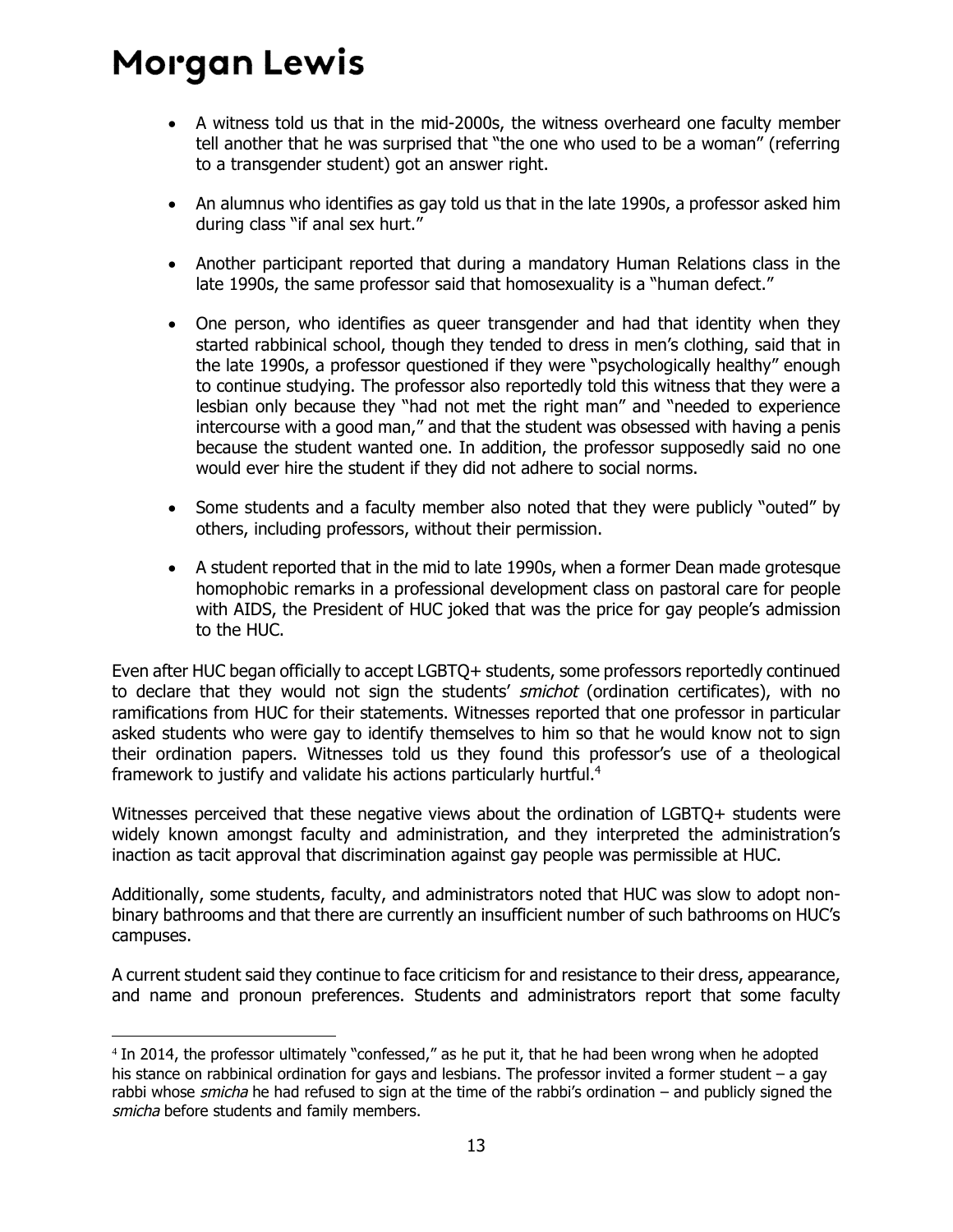- A witness told us that in the mid-2000s, the witness overheard one faculty member tell another that he was surprised that "the one who used to be a woman" (referring to a transgender student) got an answer right.

- An alumnus who identifies as gay told us that in the late 1990s, a professor asked him during class "if anal sex hurt."

- Another participant reported that during a mandatory Human Relations class in the late 1990s, the same professor said that homosexuality is a "human defect."

- One person, who identifies as queer transgender and had that identity when they started rabbinical school, though they tended to dress in men's clothing, said that in the late 1990s, a professor questioned if they were "psychologically healthy" enough to continue studying. The professor also reportedly told this witness that they were a lesbian only because they "had not met the right man" and "needed to experience intercourse with a good man," and that the student was obsessed with having a penis because the student wanted one. In addition, the professor supposedly said no one would ever hire the student if they did not adhere to social norms.

- Some students and a faculty member also noted that they were publicly "outed" by others, including professors, without their permission.

- A student reported that in the mid to late 1990s, when a former Dean made grotesque homophobic remarks in a professional development class on pastoral care for people with AIDS, the President of HUC joked that was the price for gay people's admission to the HUC.

Even after HUC began officially to accept LGBTQ+ students, some professors reportedly continued to declare that they would not sign the students' *smichot* (ordination certificates), with no ramifications from HUC for their statements. Witnesses reported that one professor in particular asked students who were gay to identify themselves to him so that he would know not to sign their ordination papers. Witnesses told us they found this professor's use of a theological framework to justify and validate his actions particularly hurtful.[4]

Witnesses perceived that these negative views about the ordination of LGBTQ+ students were widely known amongst faculty and administration, and they interpreted the administration's inaction as tacit approval that discrimination against gay people was permissible at HUC.

Additionally, some students, faculty, and administrators noted that HUC was slow to adopt non-binary bathrooms and that there are currently an insufficient number of such bathrooms on HUC's campuses.

A current student said they continue to face criticism for and resistance to their dress, appearance, and name and pronoun preferences. Students and administrators report that some faculty

[4] In 2014, the professor ultimately "confessed," as he put it, that he had been wrong when he adopted his stance on rabbinical ordination for gays and lesbians. The professor invited a former student – a gay rabbi whose *smicha* he had refused to sign at the time of the rabbi's ordination – and publicly signed the *smicha* before students and family members.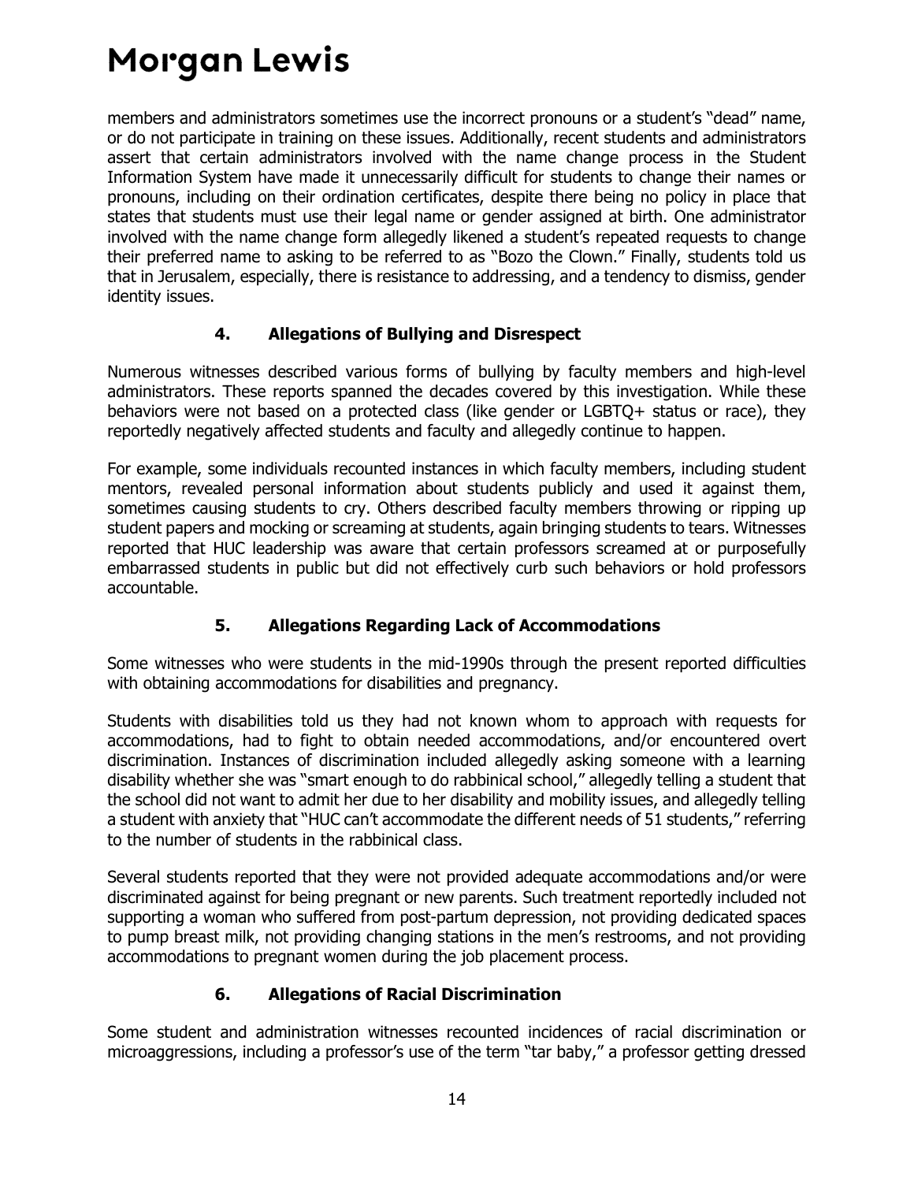members and administrators sometimes use the incorrect pronouns or a student's "dead" name, or do not participate in training on these issues. Additionally, recent students and administrators assert that certain administrators involved with the name change process in the Student Information System have made it unnecessarily difficult for students to change their names or pronouns, including on their ordination certificates, despite there being no policy in place that states that students must use their legal name or gender assigned at birth. One administrator involved with the name change form allegedly likened a student's repeated requests to change their preferred name to asking to be referred to as "Bozo the Clown." Finally, students told us that in Jerusalem, especially, there is resistance to addressing, and a tendency to dismiss, gender identity issues.

### 4. Allegations of Bullying and Disrespect

Numerous witnesses described various forms of bullying by faculty members and high-level administrators. These reports spanned the decades covered by this investigation. While these behaviors were not based on a protected class (like gender or LGBTQ+ status or race), they reportedly negatively affected students and faculty and allegedly continue to happen.

For example, some individuals recounted instances in which faculty members, including student mentors, revealed personal information about students publicly and used it against them, sometimes causing students to cry. Others described faculty members throwing or ripping up student papers and mocking or screaming at students, again bringing students to tears. Witnesses reported that HUC leadership was aware that certain professors screamed at or purposefully embarrassed students in public but did not effectively curb such behaviors or hold professors accountable.

### 5. Allegations Regarding Lack of Accommodations

Some witnesses who were students in the mid-1990s through the present reported difficulties with obtaining accommodations for disabilities and pregnancy.

Students with disabilities told us they had not known whom to approach with requests for accommodations, had to fight to obtain needed accommodations, and/or encountered overt discrimination. Instances of discrimination included allegedly asking someone with a learning disability whether she was "smart enough to do rabbinical school," allegedly telling a student that the school did not want to admit her due to her disability and mobility issues, and allegedly telling a student with anxiety that "HUC can't accommodate the different needs of 51 students," referring to the number of students in the rabbinical class.

Several students reported that they were not provided adequate accommodations and/or were discriminated against for being pregnant or new parents. Such treatment reportedly included not supporting a woman who suffered from post-partum depression, not providing dedicated spaces to pump breast milk, not providing changing stations in the men's restrooms, and not providing accommodations to pregnant women during the job placement process.

### 6. Allegations of Racial Discrimination

Some student and administration witnesses recounted incidences of racial discrimination or microaggressions, including a professor's use of the term "tar baby," a professor getting dressed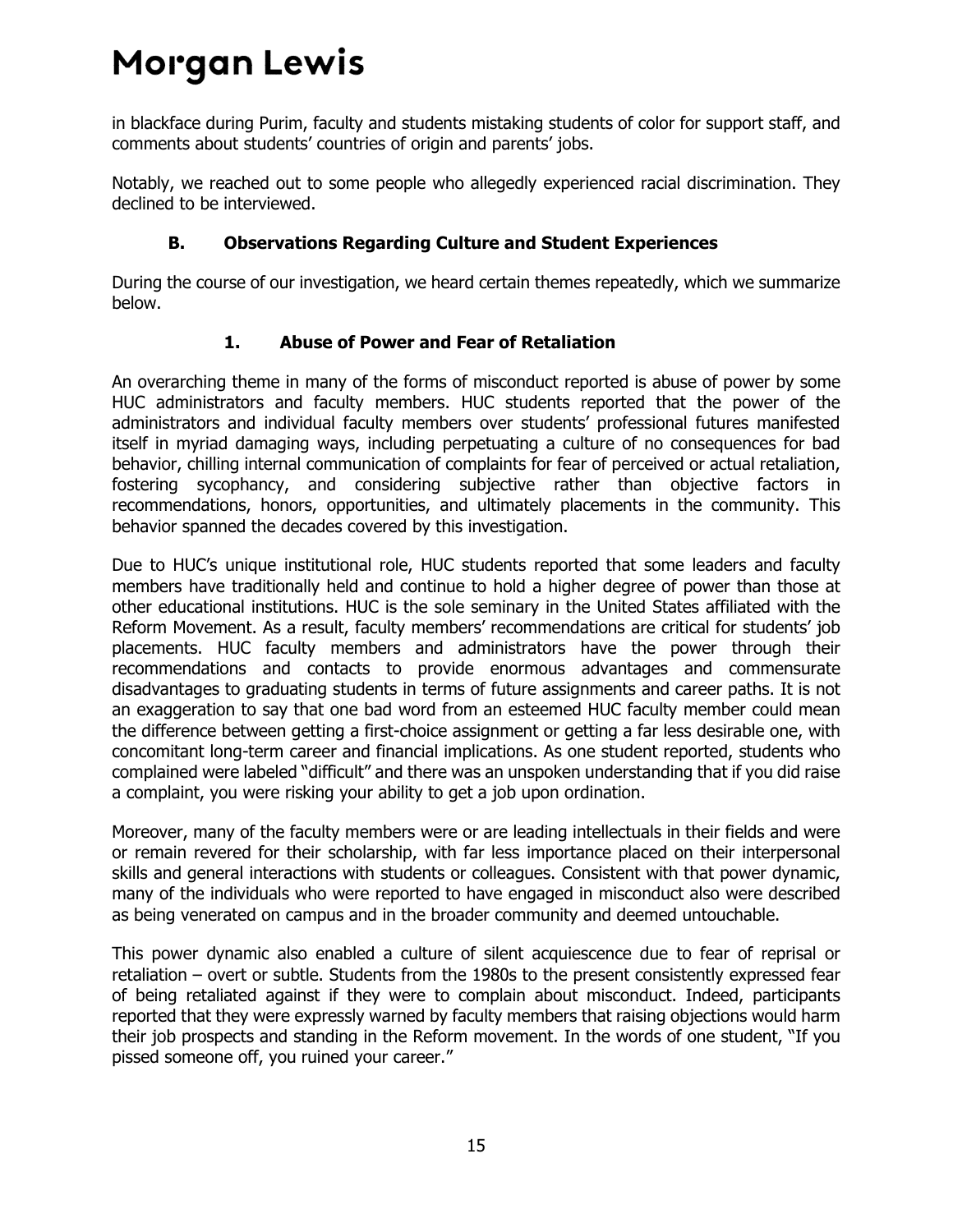in blackface during Purim, faculty and students mistaking students of color for support staff, and comments about students' countries of origin and parents' jobs.

Notably, we reached out to some people who allegedly experienced racial discrimination. They declined to be interviewed.

### B. Observations Regarding Culture and Student Experiences

During the course of our investigation, we heard certain themes repeatedly, which we summarize below.

#### 1. Abuse of Power and Fear of Retaliation

An overarching theme in many of the forms of misconduct reported is abuse of power by some HUC administrators and faculty members. HUC students reported that the power of the administrators and individual faculty members over students' professional futures manifested itself in myriad damaging ways, including perpetuating a culture of no consequences for bad behavior, chilling internal communication of complaints for fear of perceived or actual retaliation, fostering sycophancy, and considering subjective rather than objective factors in recommendations, honors, opportunities, and ultimately placements in the community. This behavior spanned the decades covered by this investigation.

Due to HUC's unique institutional role, HUC students reported that some leaders and faculty members have traditionally held and continue to hold a higher degree of power than those at other educational institutions. HUC is the sole seminary in the United States affiliated with the Reform Movement. As a result, faculty members' recommendations are critical for students' job placements. HUC faculty members and administrators have the power through their recommendations and contacts to provide enormous advantages and commensurate disadvantages to graduating students in terms of future assignments and career paths. It is not an exaggeration to say that one bad word from an esteemed HUC faculty member could mean the difference between getting a first-choice assignment or getting a far less desirable one, with concomitant long-term career and financial implications. As one student reported, students who complained were labeled "difficult" and there was an unspoken understanding that if you did raise a complaint, you were risking your ability to get a job upon ordination.

Moreover, many of the faculty members were or are leading intellectuals in their fields and were or remain revered for their scholarship, with far less importance placed on their interpersonal skills and general interactions with students or colleagues. Consistent with that power dynamic, many of the individuals who were reported to have engaged in misconduct also were described as being venerated on campus and in the broader community and deemed untouchable.

This power dynamic also enabled a culture of silent acquiescence due to fear of reprisal or retaliation – overt or subtle. Students from the 1980s to the present consistently expressed fear of being retaliated against if they were to complain about misconduct. Indeed, participants reported that they were expressly warned by faculty members that raising objections would harm their job prospects and standing in the Reform movement. In the words of one student, "If you pissed someone off, you ruined your career."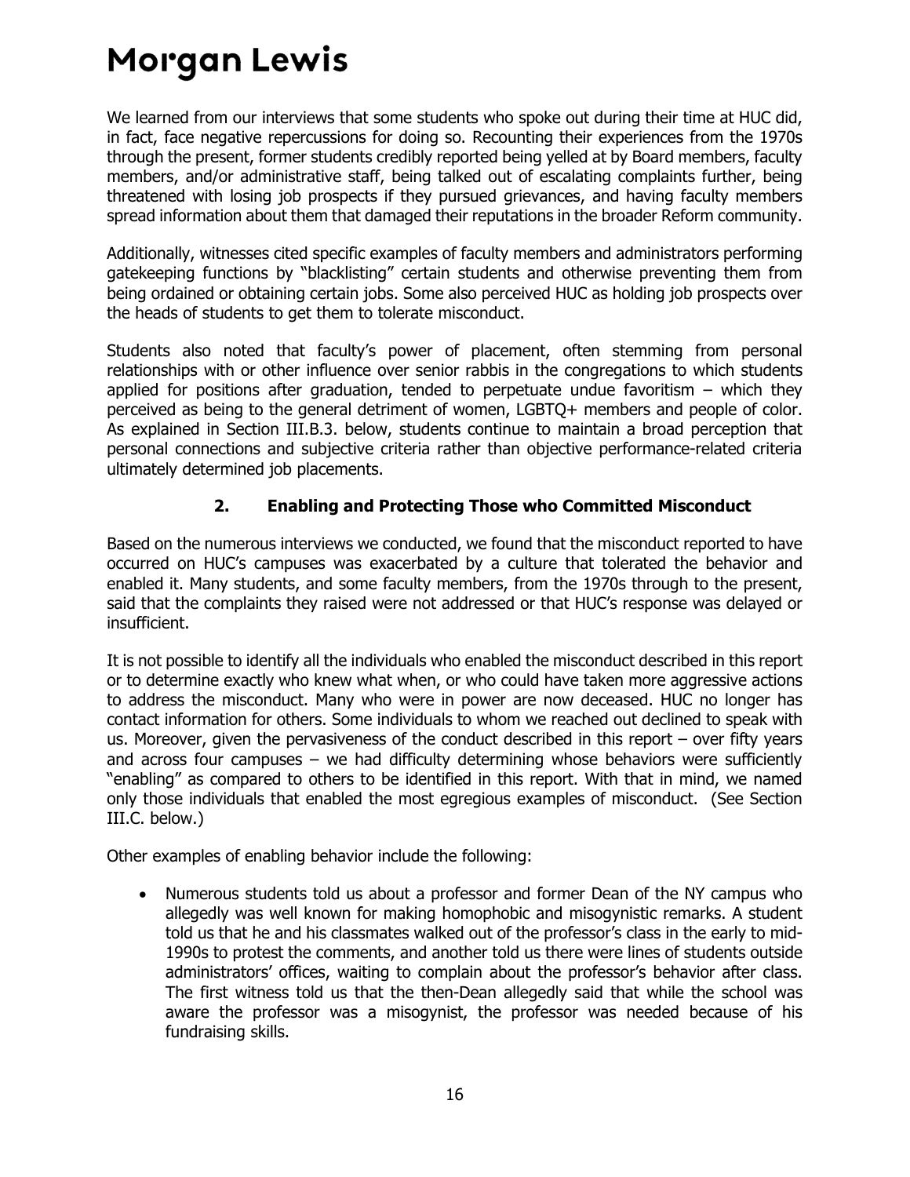We learned from our interviews that some students who spoke out during their time at HUC did, in fact, face negative repercussions for doing so. Recounting their experiences from the 1970s through the present, former students credibly reported being yelled at by Board members, faculty members, and/or administrative staff, being talked out of escalating complaints further, being threatened with losing job prospects if they pursued grievances, and having faculty members spread information about them that damaged their reputations in the broader Reform community.

Additionally, witnesses cited specific examples of faculty members and administrators performing gatekeeping functions by "blacklisting" certain students and otherwise preventing them from being ordained or obtaining certain jobs. Some also perceived HUC as holding job prospects over the heads of students to get them to tolerate misconduct.

Students also noted that faculty's power of placement, often stemming from personal relationships with or other influence over senior rabbis in the congregations to which students applied for positions after graduation, tended to perpetuate undue favoritism – which they perceived as being to the general detriment of women, LGBTQ+ members and people of color. As explained in Section III.B.3. below, students continue to maintain a broad perception that personal connections and subjective criteria rather than objective performance-related criteria ultimately determined job placements.

### 2. Enabling and Protecting Those who Committed Misconduct

Based on the numerous interviews we conducted, we found that the misconduct reported to have occurred on HUC's campuses was exacerbated by a culture that tolerated the behavior and enabled it. Many students, and some faculty members, from the 1970s through to the present, said that the complaints they raised were not addressed or that HUC's response was delayed or insufficient.

It is not possible to identify all the individuals who enabled the misconduct described in this report or to determine exactly who knew what when, or who could have taken more aggressive actions to address the misconduct. Many who were in power are now deceased. HUC no longer has contact information for others. Some individuals to whom we reached out declined to speak with us. Moreover, given the pervasiveness of the conduct described in this report – over fifty years and across four campuses – we had difficulty determining whose behaviors were sufficiently "enabling" as compared to others to be identified in this report. With that in mind, we named only those individuals that enabled the most egregious examples of misconduct. (See Section III.C. below.)

Other examples of enabling behavior include the following:

- Numerous students told us about a professor and former Dean of the NY campus who allegedly was well known for making homophobic and misogynistic remarks. A student told us that he and his classmates walked out of the professor's class in the early to mid-1990s to protest the comments, and another told us there were lines of students outside administrators' offices, waiting to complain about the professor's behavior after class. The first witness told us that the then-Dean allegedly said that while the school was aware the professor was a misogynist, the professor was needed because of his fundraising skills.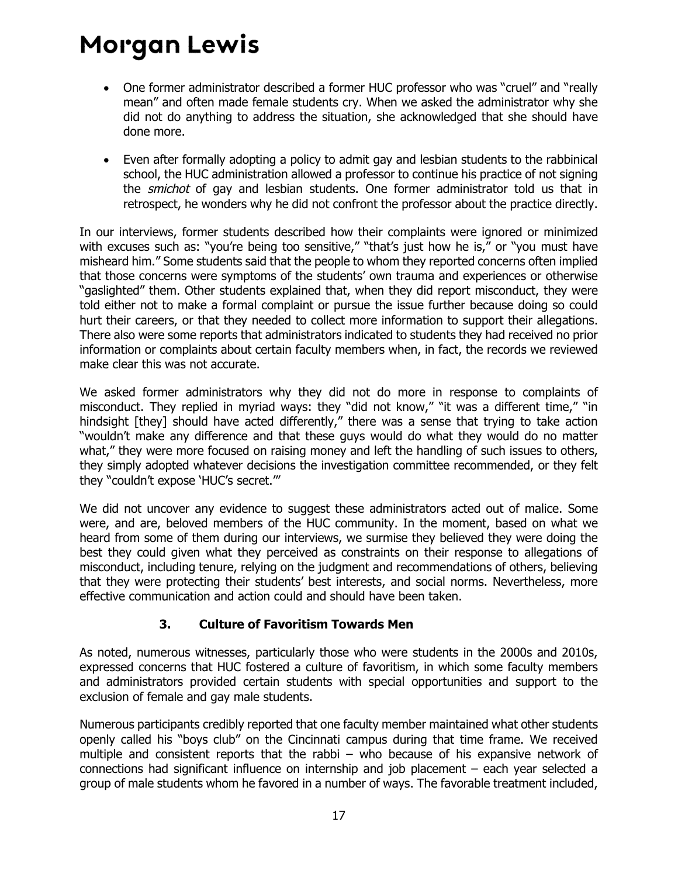- One former administrator described a former HUC professor who was "cruel" and "really mean" and often made female students cry. When we asked the administrator why she did not do anything to address the situation, she acknowledged that she should have done more.

- Even after formally adopting a policy to admit gay and lesbian students to the rabbinical school, the HUC administration allowed a professor to continue his practice of not signing the *smichot* of gay and lesbian students. One former administrator told us that in retrospect, he wonders why he did not confront the professor about the practice directly.

In our interviews, former students described how their complaints were ignored or minimized with excuses such as: "you're being too sensitive," "that's just how he is," or "you must have misheard him." Some students said that the people to whom they reported concerns often implied that those concerns were symptoms of the students' own trauma and experiences or otherwise "gaslighted" them. Other students explained that, when they did report misconduct, they were told either not to make a formal complaint or pursue the issue further because doing so could hurt their careers, or that they needed to collect more information to support their allegations. There also were some reports that administrators indicated to students they had received no prior information or complaints about certain faculty members when, in fact, the records we reviewed make clear this was not accurate.

We asked former administrators why they did not do more in response to complaints of misconduct. They replied in myriad ways: they "did not know," "it was a different time," "in hindsight [they] should have acted differently," there was a sense that trying to take action "wouldn't make any difference and that these guys would do what they would do no matter what," they were more focused on raising money and left the handling of such issues to others, they simply adopted whatever decisions the investigation committee recommended, or they felt they "couldn't expose 'HUC's secret.'"

We did not uncover any evidence to suggest these administrators acted out of malice. Some were, and are, beloved members of the HUC community. In the moment, based on what we heard from some of them during our interviews, we surmise they believed they were doing the best they could given what they perceived as constraints on their response to allegations of misconduct, including tenure, relying on the judgment and recommendations of others, believing that they were protecting their students' best interests, and social norms. Nevertheless, more effective communication and action could and should have been taken.

### 3. Culture of Favoritism Towards Men

As noted, numerous witnesses, particularly those who were students in the 2000s and 2010s, expressed concerns that HUC fostered a culture of favoritism, in which some faculty members and administrators provided certain students with special opportunities and support to the exclusion of female and gay male students.

Numerous participants credibly reported that one faculty member maintained what other students openly called his "boys club" on the Cincinnati campus during that time frame. We received multiple and consistent reports that the rabbi – who because of his expansive network of connections had significant influence on internship and job placement – each year selected a group of male students whom he favored in a number of ways. The favorable treatment included,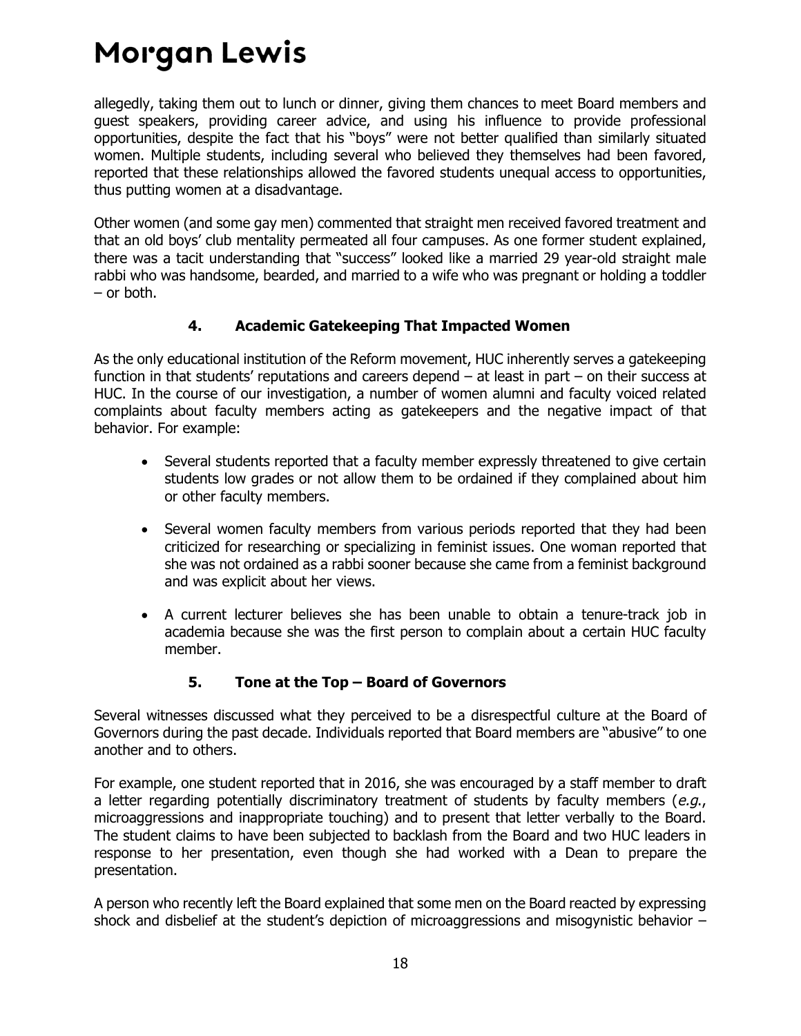allegedly, taking them out to lunch or dinner, giving them chances to meet Board members and guest speakers, providing career advice, and using his influence to provide professional opportunities, despite the fact that his "boys" were not better qualified than similarly situated women. Multiple students, including several who believed they themselves had been favored, reported that these relationships allowed the favored students unequal access to opportunities, thus putting women at a disadvantage.

Other women (and some gay men) commented that straight men received favored treatment and that an old boys' club mentality permeated all four campuses. As one former student explained, there was a tacit understanding that "success" looked like a married 29 year-old straight male rabbi who was handsome, bearded, and married to a wife who was pregnant or holding a toddler – or both.

### 4. Academic Gatekeeping That Impacted Women

As the only educational institution of the Reform movement, HUC inherently serves a gatekeeping function in that students' reputations and careers depend – at least in part – on their success at HUC. In the course of our investigation, a number of women alumni and faculty voiced related complaints about faculty members acting as gatekeepers and the negative impact of that behavior. For example:

- Several students reported that a faculty member expressly threatened to give certain students low grades or not allow them to be ordained if they complained about him or other faculty members.
- Several women faculty members from various periods reported that they had been criticized for researching or specializing in feminist issues. One woman reported that she was not ordained as a rabbi sooner because she came from a feminist background and was explicit about her views.
- A current lecturer believes she has been unable to obtain a tenure-track job in academia because she was the first person to complain about a certain HUC faculty member.

### 5. Tone at the Top – Board of Governors

Several witnesses discussed what they perceived to be a disrespectful culture at the Board of Governors during the past decade. Individuals reported that Board members are "abusive" to one another and to others.

For example, one student reported that in 2016, she was encouraged by a staff member to draft a letter regarding potentially discriminatory treatment of students by faculty members (*e.g.*, microaggressions and inappropriate touching) and to present that letter verbally to the Board. The student claims to have been subjected to backlash from the Board and two HUC leaders in response to her presentation, even though she had worked with a Dean to prepare the presentation.

A person who recently left the Board explained that some men on the Board reacted by expressing shock and disbelief at the student's depiction of microaggressions and misogynistic behavior –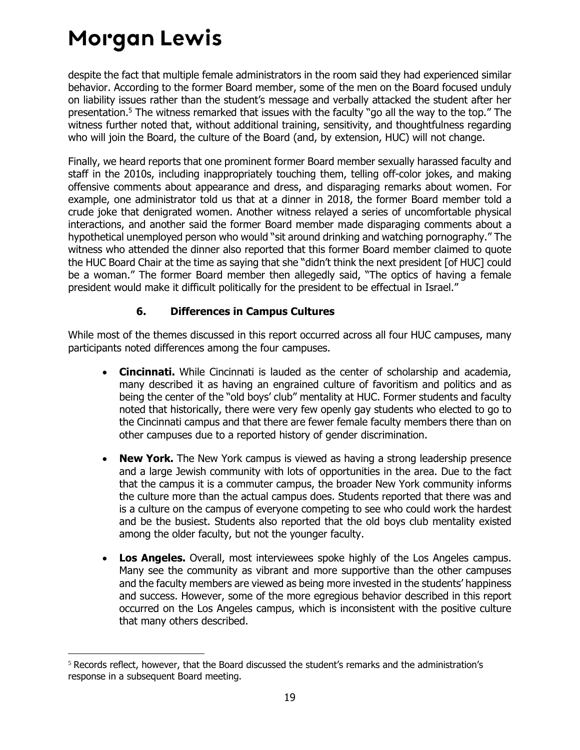despite the fact that multiple female administrators in the room said they had experienced similar behavior. According to the former Board member, some of the men on the Board focused unduly on liability issues rather than the student's message and verbally attacked the student after her presentation.[5] The witness remarked that issues with the faculty "go all the way to the top." The witness further noted that, without additional training, sensitivity, and thoughtfulness regarding who will join the Board, the culture of the Board (and, by extension, HUC) will not change.

Finally, we heard reports that one prominent former Board member sexually harassed faculty and staff in the 2010s, including inappropriately touching them, telling off-color jokes, and making offensive comments about appearance and dress, and disparaging remarks about women. For example, one administrator told us that at a dinner in 2018, the former Board member told a crude joke that denigrated women. Another witness relayed a series of uncomfortable physical interactions, and another said the former Board member made disparaging comments about a hypothetical unemployed person who would "sit around drinking and watching pornography." The witness who attended the dinner also reported that this former Board member claimed to quote the HUC Board Chair at the time as saying that she "didn't think the next president [of HUC] could be a woman." The former Board member then allegedly said, "The optics of having a female president would make it difficult politically for the president to be effectual in Israel."

### 6. Differences in Campus Cultures

While most of the themes discussed in this report occurred across all four HUC campuses, many participants noted differences among the four campuses.

- **Cincinnati.** While Cincinnati is lauded as the center of scholarship and academia, many described it as having an engrained culture of favoritism and politics and as being the center of the "old boys' club" mentality at HUC. Former students and faculty noted that historically, there were very few openly gay students who elected to go to the Cincinnati campus and that there are fewer female faculty members there than on other campuses due to a reported history of gender discrimination.
- **New York.** The New York campus is viewed as having a strong leadership presence and a large Jewish community with lots of opportunities in the area. Due to the fact that the campus it is a commuter campus, the broader New York community informs the culture more than the actual campus does. Students reported that there was and is a culture on the campus of everyone competing to see who could work the hardest and be the busiest. Students also reported that the old boys club mentality existed among the older faculty, but not the younger faculty.
- **Los Angeles.** Overall, most interviewees spoke highly of the Los Angeles campus. Many see the community as vibrant and more supportive than the other campuses and the faculty members are viewed as being more invested in the students' happiness and success. However, some of the more egregious behavior described in this report occurred on the Los Angeles campus, which is inconsistent with the positive culture that many others described.

---

[5] Records reflect, however, that the Board discussed the student's remarks and the administration's response in a subsequent Board meeting.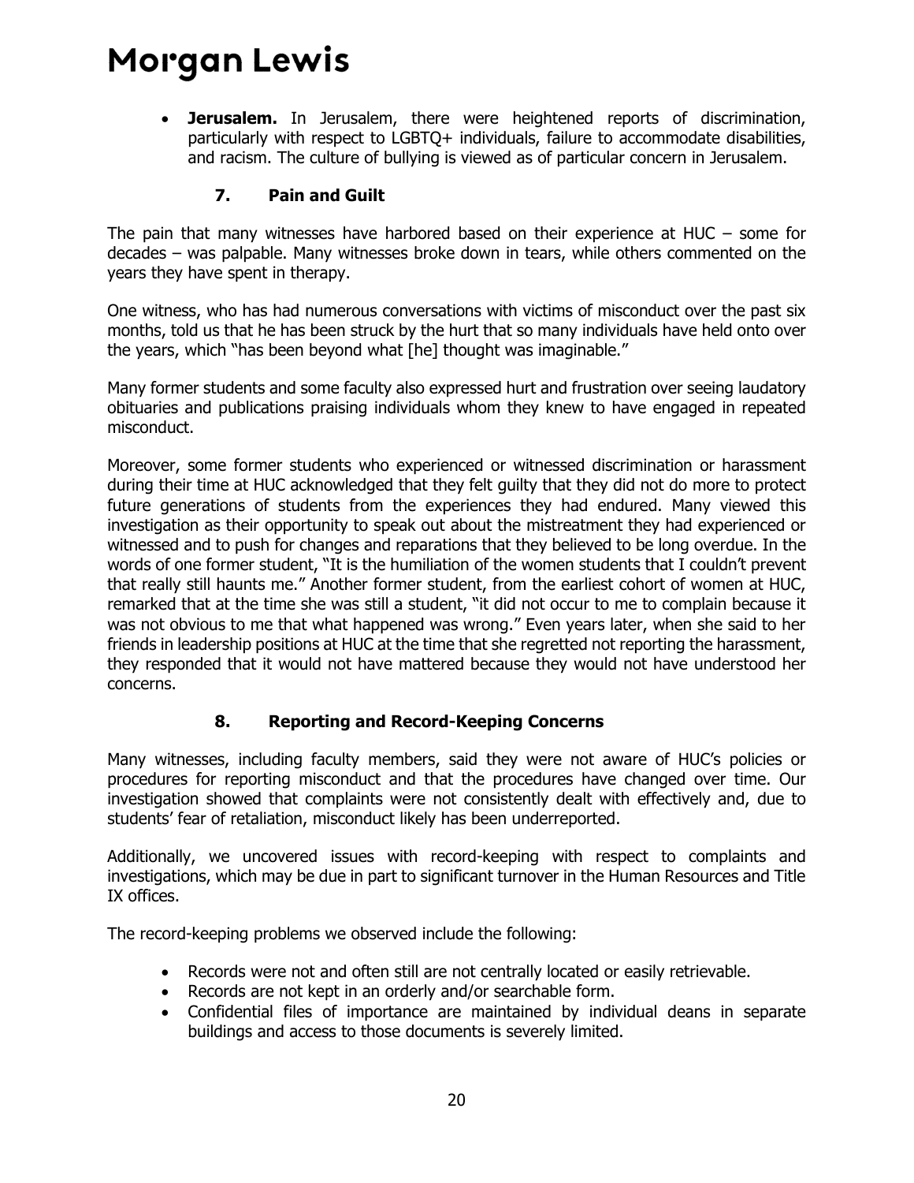- **Jerusalem.** In Jerusalem, there were heightened reports of discrimination, particularly with respect to LGBTQ+ individuals, failure to accommodate disabilities, and racism. The culture of bullying is viewed as of particular concern in Jerusalem.

### 7. Pain and Guilt

The pain that many witnesses have harbored based on their experience at HUC – some for decades – was palpable. Many witnesses broke down in tears, while others commented on the years they have spent in therapy.

One witness, who has had numerous conversations with victims of misconduct over the past six months, told us that he has been struck by the hurt that so many individuals have held onto over the years, which "has been beyond what [he] thought was imaginable."

Many former students and some faculty also expressed hurt and frustration over seeing laudatory obituaries and publications praising individuals whom they knew to have engaged in repeated misconduct.

Moreover, some former students who experienced or witnessed discrimination or harassment during their time at HUC acknowledged that they felt guilty that they did not do more to protect future generations of students from the experiences they had endured. Many viewed this investigation as their opportunity to speak out about the mistreatment they had experienced or witnessed and to push for changes and reparations that they believed to be long overdue. In the words of one former student, "It is the humiliation of the women students that I couldn't prevent that really still haunts me." Another former student, from the earliest cohort of women at HUC, remarked that at the time she was still a student, "it did not occur to me to complain because it was not obvious to me that what happened was wrong." Even years later, when she said to her friends in leadership positions at HUC at the time that she regretted not reporting the harassment, they responded that it would not have mattered because they would not have understood her concerns.

### 8. Reporting and Record-Keeping Concerns

Many witnesses, including faculty members, said they were not aware of HUC's policies or procedures for reporting misconduct and that the procedures have changed over time. Our investigation showed that complaints were not consistently dealt with effectively and, due to students' fear of retaliation, misconduct likely has been underreported.

Additionally, we uncovered issues with record-keeping with respect to complaints and investigations, which may be due in part to significant turnover in the Human Resources and Title IX offices.

The record-keeping problems we observed include the following:

- Records were not and often still are not centrally located or easily retrievable.
- Records are not kept in an orderly and/or searchable form.
- Confidential files of importance are maintained by individual deans in separate buildings and access to those documents is severely limited.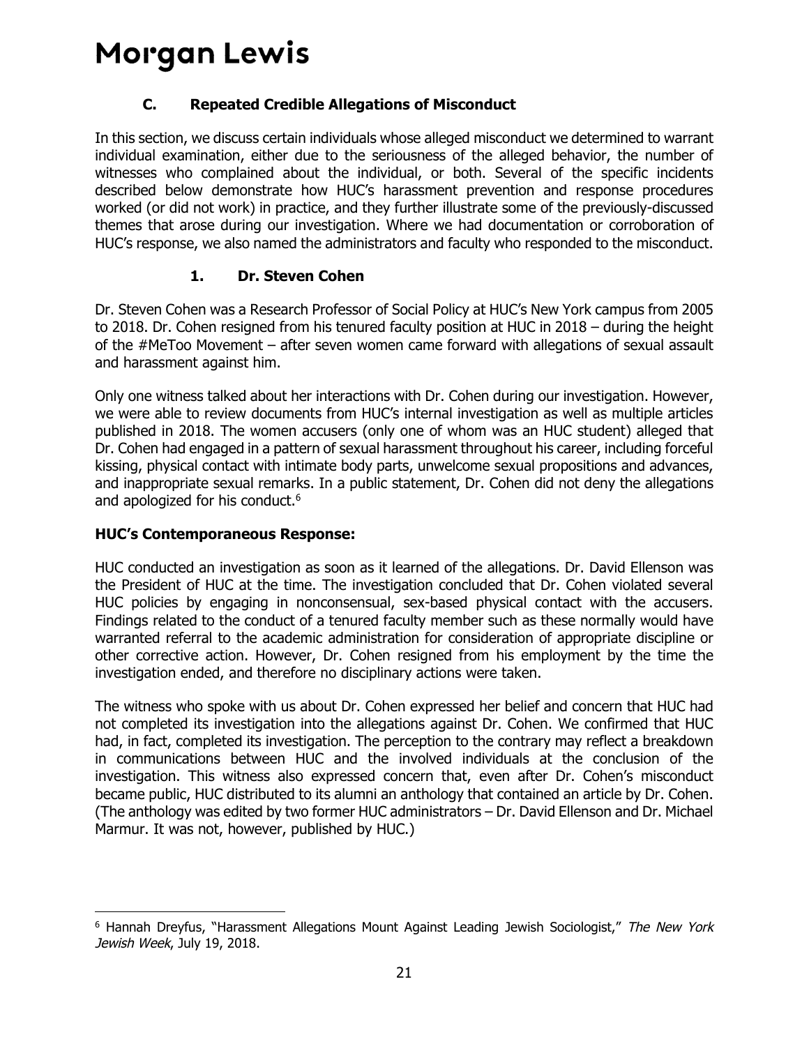### C. Repeated Credible Allegations of Misconduct

In this section, we discuss certain individuals whose alleged misconduct we determined to warrant individual examination, either due to the seriousness of the alleged behavior, the number of witnesses who complained about the individual, or both. Several of the specific incidents described below demonstrate how HUC's harassment prevention and response procedures worked (or did not work) in practice, and they further illustrate some of the previously-discussed themes that arose during our investigation. Where we had documentation or corroboration of HUC's response, we also named the administrators and faculty who responded to the misconduct.

#### 1. Dr. Steven Cohen

Dr. Steven Cohen was a Research Professor of Social Policy at HUC's New York campus from 2005 to 2018. Dr. Cohen resigned from his tenured faculty position at HUC in 2018 – during the height of the #MeToo Movement – after seven women came forward with allegations of sexual assault and harassment against him.

Only one witness talked about her interactions with Dr. Cohen during our investigation. However, we were able to review documents from HUC's internal investigation as well as multiple articles published in 2018. The women accusers (only one of whom was an HUC student) alleged that Dr. Cohen had engaged in a pattern of sexual harassment throughout his career, including forceful kissing, physical contact with intimate body parts, unwelcome sexual propositions and advances, and inappropriate sexual remarks. In a public statement, Dr. Cohen did not deny the allegations and apologized for his conduct.[6]

**HUC's Contemporaneous Response:**

HUC conducted an investigation as soon as it learned of the allegations. Dr. David Ellenson was the President of HUC at the time. The investigation concluded that Dr. Cohen violated several HUC policies by engaging in nonconsensual, sex-based physical contact with the accusers. Findings related to the conduct of a tenured faculty member such as these normally would have warranted referral to the academic administration for consideration of appropriate discipline or other corrective action. However, Dr. Cohen resigned from his employment by the time the investigation ended, and therefore no disciplinary actions were taken.

The witness who spoke with us about Dr. Cohen expressed her belief and concern that HUC had not completed its investigation into the allegations against Dr. Cohen. We confirmed that HUC had, in fact, completed its investigation. The perception to the contrary may reflect a breakdown in communications between HUC and the involved individuals at the conclusion of the investigation. This witness also expressed concern that, even after Dr. Cohen's misconduct became public, HUC distributed to its alumni an anthology that contained an article by Dr. Cohen. (The anthology was edited by two former HUC administrators – Dr. David Ellenson and Dr. Michael Marmur. It was not, however, published by HUC.)

---

[6] Hannah Dreyfus, "Harassment Allegations Mount Against Leading Jewish Sociologist," *The New York Jewish Week*, July 19, 2018.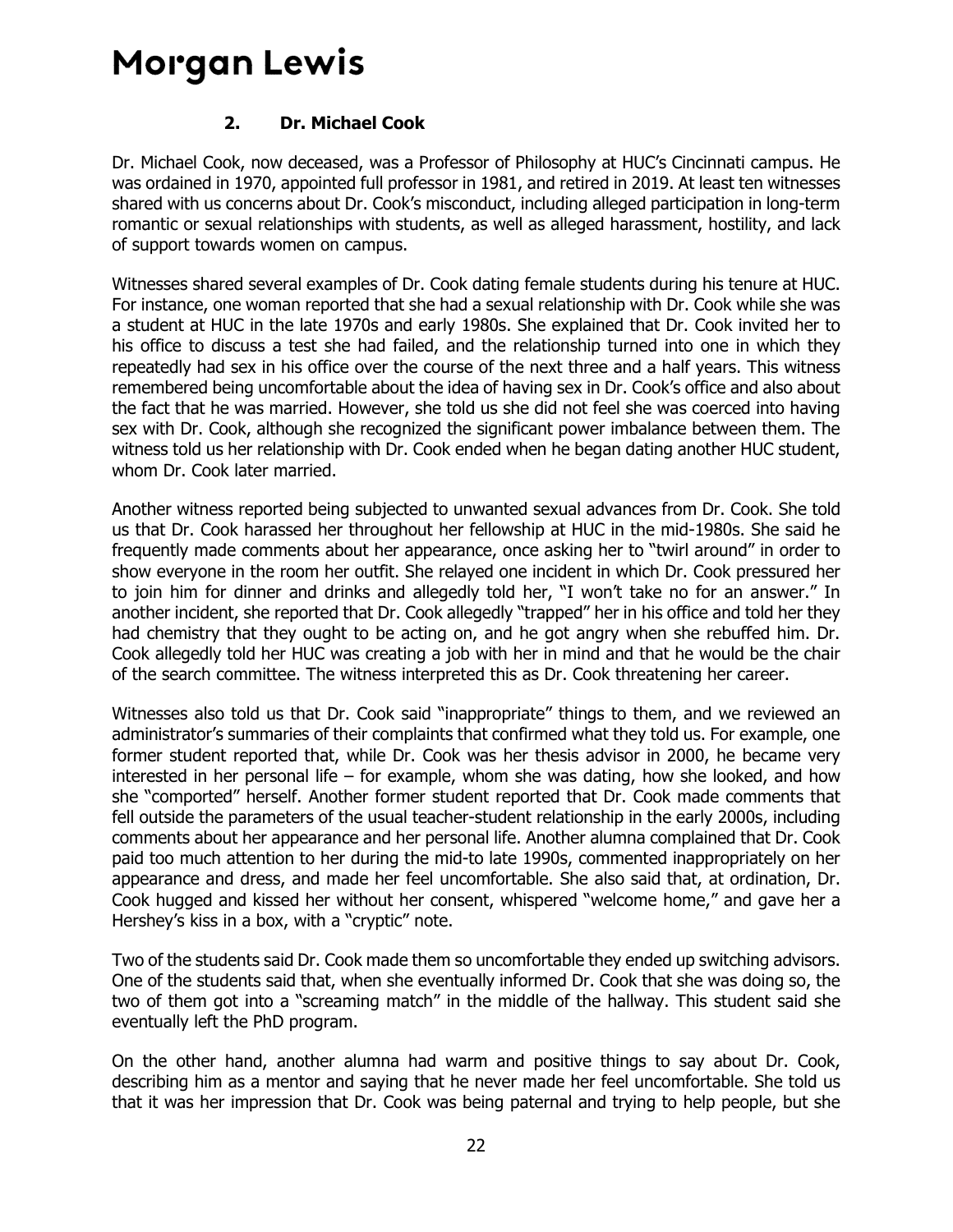### 2. Dr. Michael Cook

Dr. Michael Cook, now deceased, was a Professor of Philosophy at HUC's Cincinnati campus. He was ordained in 1970, appointed full professor in 1981, and retired in 2019. At least ten witnesses shared with us concerns about Dr. Cook's misconduct, including alleged participation in long-term romantic or sexual relationships with students, as well as alleged harassment, hostility, and lack of support towards women on campus.

Witnesses shared several examples of Dr. Cook dating female students during his tenure at HUC. For instance, one woman reported that she had a sexual relationship with Dr. Cook while she was a student at HUC in the late 1970s and early 1980s. She explained that Dr. Cook invited her to his office to discuss a test she had failed, and the relationship turned into one in which they repeatedly had sex in his office over the course of the next three and a half years. This witness remembered being uncomfortable about the idea of having sex in Dr. Cook's office and also about the fact that he was married. However, she told us she did not feel she was coerced into having sex with Dr. Cook, although she recognized the significant power imbalance between them. The witness told us her relationship with Dr. Cook ended when he began dating another HUC student, whom Dr. Cook later married.

Another witness reported being subjected to unwanted sexual advances from Dr. Cook. She told us that Dr. Cook harassed her throughout her fellowship at HUC in the mid-1980s. She said he frequently made comments about her appearance, once asking her to "twirl around" in order to show everyone in the room her outfit. She relayed one incident in which Dr. Cook pressured her to join him for dinner and drinks and allegedly told her, "I won't take no for an answer." In another incident, she reported that Dr. Cook allegedly "trapped" her in his office and told her they had chemistry that they ought to be acting on, and he got angry when she rebuffed him. Dr. Cook allegedly told her HUC was creating a job with her in mind and that he would be the chair of the search committee. The witness interpreted this as Dr. Cook threatening her career.

Witnesses also told us that Dr. Cook said "inappropriate" things to them, and we reviewed an administrator's summaries of their complaints that confirmed what they told us. For example, one former student reported that, while Dr. Cook was her thesis advisor in 2000, he became very interested in her personal life – for example, whom she was dating, how she looked, and how she "comported" herself. Another former student reported that Dr. Cook made comments that fell outside the parameters of the usual teacher-student relationship in the early 2000s, including comments about her appearance and her personal life. Another alumna complained that Dr. Cook paid too much attention to her during the mid-to late 1990s, commented inappropriately on her appearance and dress, and made her feel uncomfortable. She also said that, at ordination, Dr. Cook hugged and kissed her without her consent, whispered "welcome home," and gave her a Hershey's kiss in a box, with a "cryptic" note.

Two of the students said Dr. Cook made them so uncomfortable they ended up switching advisors. One of the students said that, when she eventually informed Dr. Cook that she was doing so, the two of them got into a "screaming match" in the middle of the hallway. This student said she eventually left the PhD program.

On the other hand, another alumna had warm and positive things to say about Dr. Cook, describing him as a mentor and saying that he never made her feel uncomfortable. She told us that it was her impression that Dr. Cook was being paternal and trying to help people, but she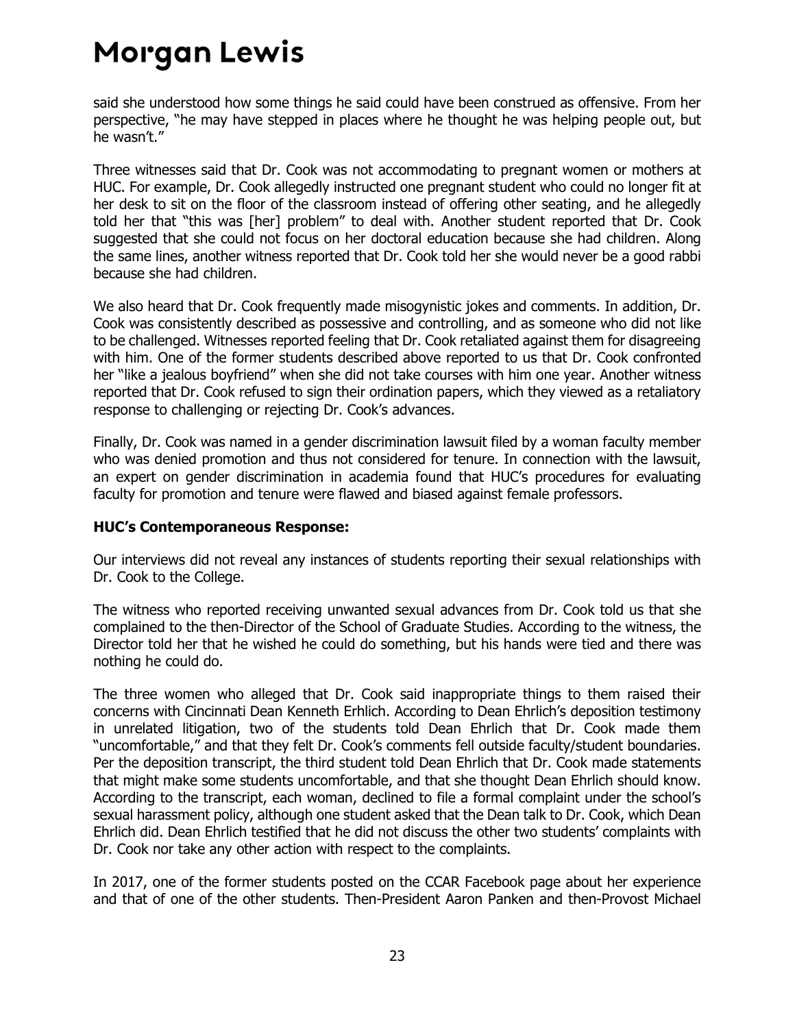said she understood how some things he said could have been construed as offensive. From her perspective, "he may have stepped in places where he thought he was helping people out, but he wasn't."

Three witnesses said that Dr. Cook was not accommodating to pregnant women or mothers at HUC. For example, Dr. Cook allegedly instructed one pregnant student who could no longer fit at her desk to sit on the floor of the classroom instead of offering other seating, and he allegedly told her that "this was [her] problem" to deal with. Another student reported that Dr. Cook suggested that she could not focus on her doctoral education because she had children. Along the same lines, another witness reported that Dr. Cook told her she would never be a good rabbi because she had children.

We also heard that Dr. Cook frequently made misogynistic jokes and comments. In addition, Dr. Cook was consistently described as possessive and controlling, and as someone who did not like to be challenged. Witnesses reported feeling that Dr. Cook retaliated against them for disagreeing with him. One of the former students described above reported to us that Dr. Cook confronted her "like a jealous boyfriend" when she did not take courses with him one year. Another witness reported that Dr. Cook refused to sign their ordination papers, which they viewed as a retaliatory response to challenging or rejecting Dr. Cook's advances.

Finally, Dr. Cook was named in a gender discrimination lawsuit filed by a woman faculty member who was denied promotion and thus not considered for tenure. In connection with the lawsuit, an expert on gender discrimination in academia found that HUC's procedures for evaluating faculty for promotion and tenure were flawed and biased against female professors.

**HUC's Contemporaneous Response:**

Our interviews did not reveal any instances of students reporting their sexual relationships with Dr. Cook to the College.

The witness who reported receiving unwanted sexual advances from Dr. Cook told us that she complained to the then-Director of the School of Graduate Studies. According to the witness, the Director told her that he wished he could do something, but his hands were tied and there was nothing he could do.

The three women who alleged that Dr. Cook said inappropriate things to them raised their concerns with Cincinnati Dean Kenneth Erhlich. According to Dean Ehrlich's deposition testimony in unrelated litigation, two of the students told Dean Ehrlich that Dr. Cook made them "uncomfortable," and that they felt Dr. Cook's comments fell outside faculty/student boundaries. Per the deposition transcript, the third student told Dean Ehrlich that Dr. Cook made statements that might make some students uncomfortable, and that she thought Dean Ehrlich should know. According to the transcript, each woman, declined to file a formal complaint under the school's sexual harassment policy, although one student asked that the Dean talk to Dr. Cook, which Dean Ehrlich did. Dean Ehrlich testified that he did not discuss the other two students' complaints with Dr. Cook nor take any other action with respect to the complaints.

In 2017, one of the former students posted on the CCAR Facebook page about her experience and that of one of the other students. Then-President Aaron Panken and then-Provost Michael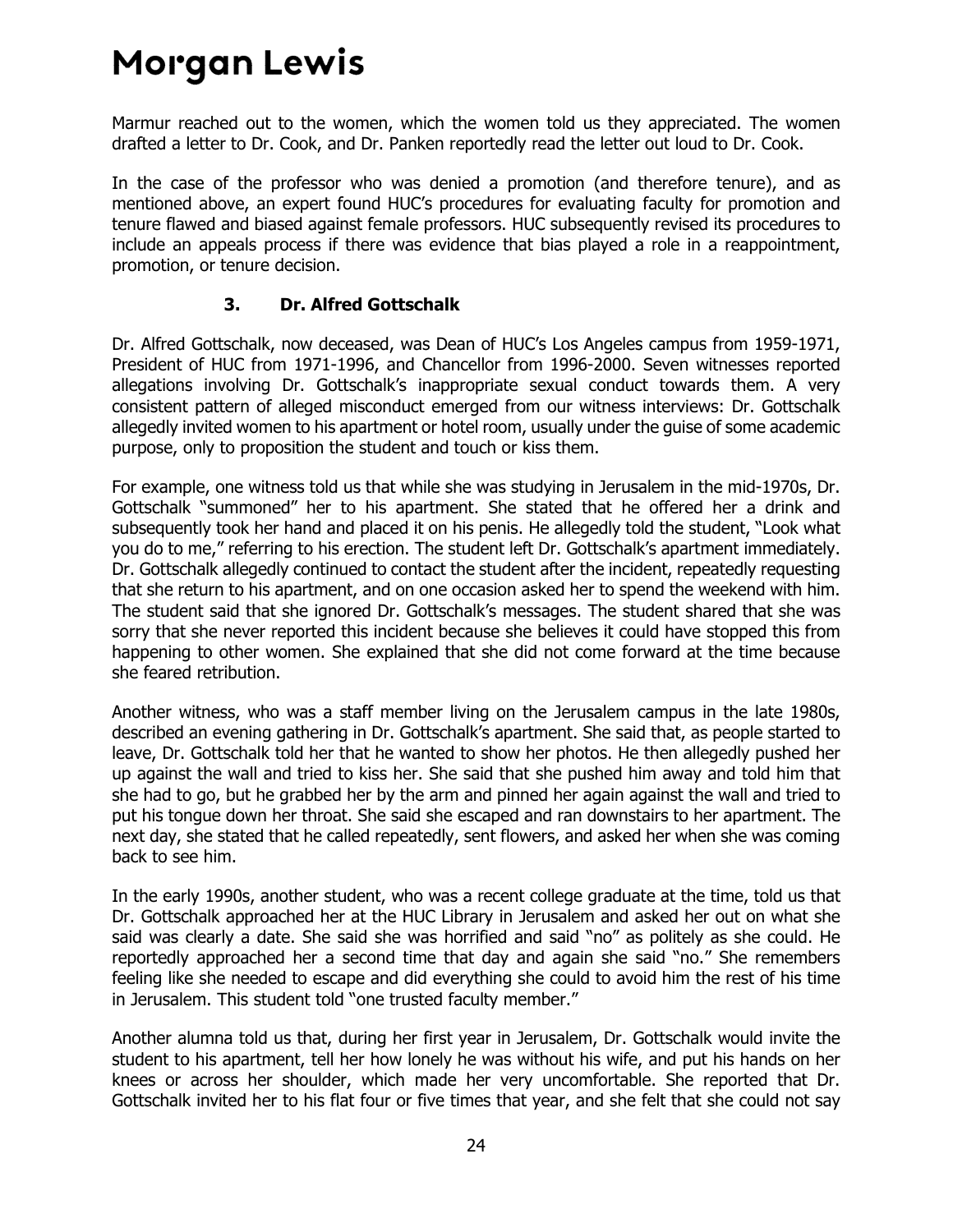Marmur reached out to the women, which the women told us they appreciated. The women drafted a letter to Dr. Cook, and Dr. Panken reportedly read the letter out loud to Dr. Cook.

In the case of the professor who was denied a promotion (and therefore tenure), and as mentioned above, an expert found HUC's procedures for evaluating faculty for promotion and tenure flawed and biased against female professors. HUC subsequently revised its procedures to include an appeals process if there was evidence that bias played a role in a reappointment, promotion, or tenure decision.

### 3. Dr. Alfred Gottschalk

Dr. Alfred Gottschalk, now deceased, was Dean of HUC's Los Angeles campus from 1959-1971, President of HUC from 1971-1996, and Chancellor from 1996-2000. Seven witnesses reported allegations involving Dr. Gottschalk's inappropriate sexual conduct towards them. A very consistent pattern of alleged misconduct emerged from our witness interviews: Dr. Gottschalk allegedly invited women to his apartment or hotel room, usually under the guise of some academic purpose, only to proposition the student and touch or kiss them.

For example, one witness told us that while she was studying in Jerusalem in the mid-1970s, Dr. Gottschalk "summoned" her to his apartment. She stated that he offered her a drink and subsequently took her hand and placed it on his penis. He allegedly told the student, "Look what you do to me," referring to his erection. The student left Dr. Gottschalk's apartment immediately. Dr. Gottschalk allegedly continued to contact the student after the incident, repeatedly requesting that she return to his apartment, and on one occasion asked her to spend the weekend with him. The student said that she ignored Dr. Gottschalk's messages. The student shared that she was sorry that she never reported this incident because she believes it could have stopped this from happening to other women. She explained that she did not come forward at the time because she feared retribution.

Another witness, who was a staff member living on the Jerusalem campus in the late 1980s, described an evening gathering in Dr. Gottschalk's apartment. She said that, as people started to leave, Dr. Gottschalk told her that he wanted to show her photos. He then allegedly pushed her up against the wall and tried to kiss her. She said that she pushed him away and told him that she had to go, but he grabbed her by the arm and pinned her again against the wall and tried to put his tongue down her throat. She said she escaped and ran downstairs to her apartment. The next day, she stated that he called repeatedly, sent flowers, and asked her when she was coming back to see him.

In the early 1990s, another student, who was a recent college graduate at the time, told us that Dr. Gottschalk approached her at the HUC Library in Jerusalem and asked her out on what she said was clearly a date. She said she was horrified and said "no" as politely as she could. He reportedly approached her a second time that day and again she said "no." She remembers feeling like she needed to escape and did everything she could to avoid him the rest of his time in Jerusalem. This student told "one trusted faculty member."

Another alumna told us that, during her first year in Jerusalem, Dr. Gottschalk would invite the student to his apartment, tell her how lonely he was without his wife, and put his hands on her knees or across her shoulder, which made her very uncomfortable. She reported that Dr. Gottschalk invited her to his flat four or five times that year, and she felt that she could not say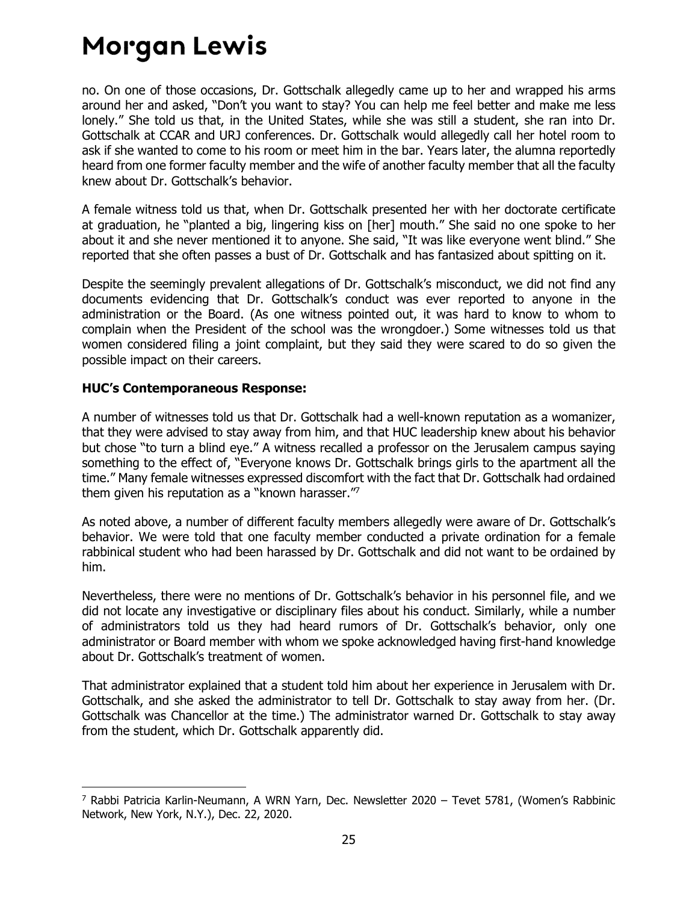no. On one of those occasions, Dr. Gottschalk allegedly came up to her and wrapped his arms around her and asked, "Don't you want to stay? You can help me feel better and make me less lonely." She told us that, in the United States, while she was still a student, she ran into Dr. Gottschalk at CCAR and URJ conferences. Dr. Gottschalk would allegedly call her hotel room to ask if she wanted to come to his room or meet him in the bar. Years later, the alumna reportedly heard from one former faculty member and the wife of another faculty member that all the faculty knew about Dr. Gottschalk's behavior.

A female witness told us that, when Dr. Gottschalk presented her with her doctorate certificate at graduation, he "planted a big, lingering kiss on [her] mouth." She said no one spoke to her about it and she never mentioned it to anyone. She said, "It was like everyone went blind." She reported that she often passes a bust of Dr. Gottschalk and has fantasized about spitting on it.

Despite the seemingly prevalent allegations of Dr. Gottschalk's misconduct, we did not find any documents evidencing that Dr. Gottschalk's conduct was ever reported to anyone in the administration or the Board. (As one witness pointed out, it was hard to know to whom to complain when the President of the school was the wrongdoer.) Some witnesses told us that women considered filing a joint complaint, but they said they were scared to do so given the possible impact on their careers.

**HUC's Contemporaneous Response:**

A number of witnesses told us that Dr. Gottschalk had a well-known reputation as a womanizer, that they were advised to stay away from him, and that HUC leadership knew about his behavior but chose "to turn a blind eye." A witness recalled a professor on the Jerusalem campus saying something to the effect of, "Everyone knows Dr. Gottschalk brings girls to the apartment all the time." Many female witnesses expressed discomfort with the fact that Dr. Gottschalk had ordained them given his reputation as a "known harasser."[7]

As noted above, a number of different faculty members allegedly were aware of Dr. Gottschalk's behavior. We were told that one faculty member conducted a private ordination for a female rabbinical student who had been harassed by Dr. Gottschalk and did not want to be ordained by him.

Nevertheless, there were no mentions of Dr. Gottschalk's behavior in his personnel file, and we did not locate any investigative or disciplinary files about his conduct. Similarly, while a number of administrators told us they had heard rumors of Dr. Gottschalk's behavior, only one administrator or Board member with whom we spoke acknowledged having first-hand knowledge about Dr. Gottschalk's treatment of women.

That administrator explained that a student told him about her experience in Jerusalem with Dr. Gottschalk, and she asked the administrator to tell Dr. Gottschalk to stay away from her. (Dr. Gottschalk was Chancellor at the time.) The administrator warned Dr. Gottschalk to stay away from the student, which Dr. Gottschalk apparently did.

[7] Rabbi Patricia Karlin-Neumann, A WRN Yarn, Dec. Newsletter 2020 – Tevet 5781, (Women's Rabbinic Network, New York, N.Y.), Dec. 22, 2020.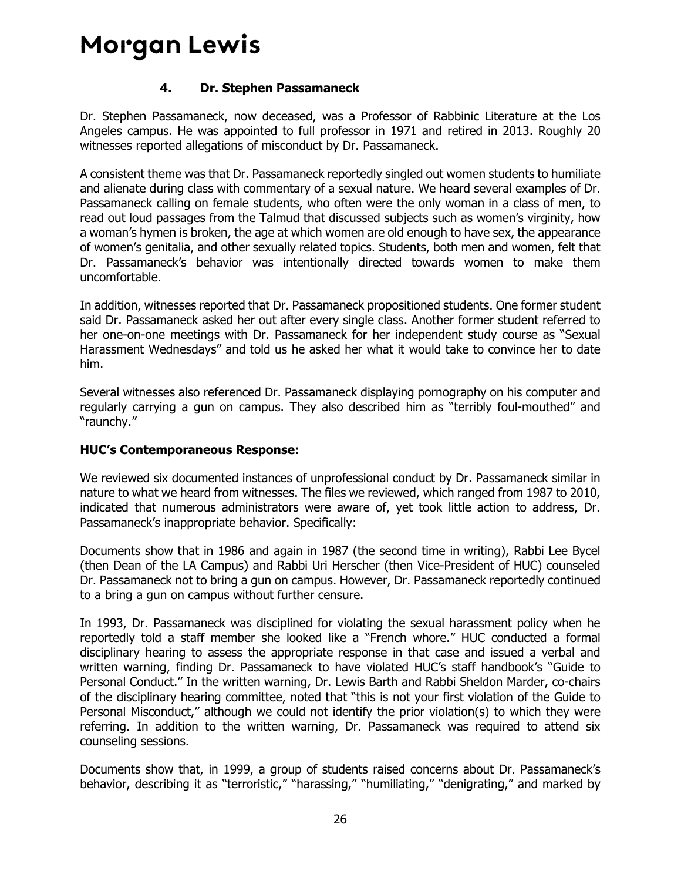#### 4. Dr. Stephen Passamaneck

Dr. Stephen Passamaneck, now deceased, was a Professor of Rabbinic Literature at the Los Angeles campus. He was appointed to full professor in 1971 and retired in 2013. Roughly 20 witnesses reported allegations of misconduct by Dr. Passamaneck.

A consistent theme was that Dr. Passamaneck reportedly singled out women students to humiliate and alienate during class with commentary of a sexual nature. We heard several examples of Dr. Passamaneck calling on female students, who often were the only woman in a class of men, to read out loud passages from the Talmud that discussed subjects such as women's virginity, how a woman's hymen is broken, the age at which women are old enough to have sex, the appearance of women's genitalia, and other sexually related topics. Students, both men and women, felt that Dr. Passamaneck's behavior was intentionally directed towards women to make them uncomfortable.

In addition, witnesses reported that Dr. Passamaneck propositioned students. One former student said Dr. Passamaneck asked her out after every single class. Another former student referred to her one-on-one meetings with Dr. Passamaneck for her independent study course as "Sexual Harassment Wednesdays" and told us he asked her what it would take to convince her to date him.

Several witnesses also referenced Dr. Passamaneck displaying pornography on his computer and regularly carrying a gun on campus. They also described him as "terribly foul-mouthed" and "raunchy."

**HUC's Contemporaneous Response:**

We reviewed six documented instances of unprofessional conduct by Dr. Passamaneck similar in nature to what we heard from witnesses. The files we reviewed, which ranged from 1987 to 2010, indicated that numerous administrators were aware of, yet took little action to address, Dr. Passamaneck's inappropriate behavior. Specifically:

Documents show that in 1986 and again in 1987 (the second time in writing), Rabbi Lee Bycel (then Dean of the LA Campus) and Rabbi Uri Herscher (then Vice-President of HUC) counseled Dr. Passamaneck not to bring a gun on campus. However, Dr. Passamaneck reportedly continued to a bring a gun on campus without further censure.

In 1993, Dr. Passamaneck was disciplined for violating the sexual harassment policy when he reportedly told a staff member she looked like a "French whore." HUC conducted a formal disciplinary hearing to assess the appropriate response in that case and issued a verbal and written warning, finding Dr. Passamaneck to have violated HUC's staff handbook's "Guide to Personal Conduct." In the written warning, Dr. Lewis Barth and Rabbi Sheldon Marder, co-chairs of the disciplinary hearing committee, noted that "this is not your first violation of the Guide to Personal Misconduct," although we could not identify the prior violation(s) to which they were referring. In addition to the written warning, Dr. Passamaneck was required to attend six counseling sessions.

Documents show that, in 1999, a group of students raised concerns about Dr. Passamaneck's behavior, describing it as "terroristic," "harassing," "humiliating," "denigrating," and marked by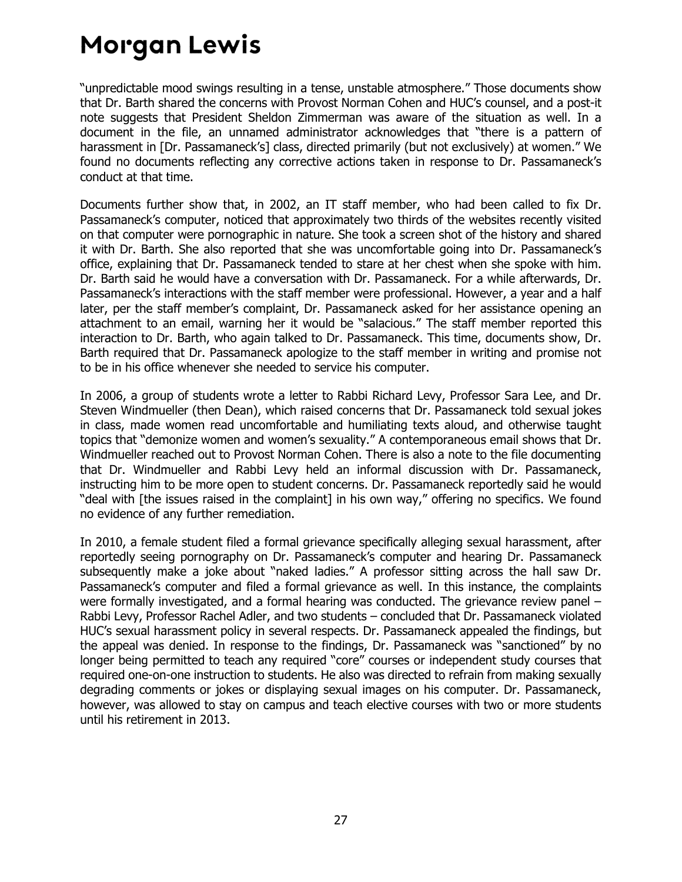"unpredictable mood swings resulting in a tense, unstable atmosphere." Those documents show that Dr. Barth shared the concerns with Provost Norman Cohen and HUC's counsel, and a post-it note suggests that President Sheldon Zimmerman was aware of the situation as well. In a document in the file, an unnamed administrator acknowledges that "there is a pattern of harassment in [Dr. Passamaneck's] class, directed primarily (but not exclusively) at women." We found no documents reflecting any corrective actions taken in response to Dr. Passamaneck's conduct at that time.

Documents further show that, in 2002, an IT staff member, who had been called to fix Dr. Passamaneck's computer, noticed that approximately two thirds of the websites recently visited on that computer were pornographic in nature. She took a screen shot of the history and shared it with Dr. Barth. She also reported that she was uncomfortable going into Dr. Passamaneck's office, explaining that Dr. Passamaneck tended to stare at her chest when she spoke with him. Dr. Barth said he would have a conversation with Dr. Passamaneck. For a while afterwards, Dr. Passamaneck's interactions with the staff member were professional. However, a year and a half later, per the staff member's complaint, Dr. Passamaneck asked for her assistance opening an attachment to an email, warning her it would be "salacious." The staff member reported this interaction to Dr. Barth, who again talked to Dr. Passamaneck. This time, documents show, Dr. Barth required that Dr. Passamaneck apologize to the staff member in writing and promise not to be in his office whenever she needed to service his computer.

In 2006, a group of students wrote a letter to Rabbi Richard Levy, Professor Sara Lee, and Dr. Steven Windmueller (then Dean), which raised concerns that Dr. Passamaneck told sexual jokes in class, made women read uncomfortable and humiliating texts aloud, and otherwise taught topics that "demonize women and women's sexuality." A contemporaneous email shows that Dr. Windmueller reached out to Provost Norman Cohen. There is also a note to the file documenting that Dr. Windmueller and Rabbi Levy held an informal discussion with Dr. Passamaneck, instructing him to be more open to student concerns. Dr. Passamaneck reportedly said he would "deal with [the issues raised in the complaint] in his own way," offering no specifics. We found no evidence of any further remediation.

In 2010, a female student filed a formal grievance specifically alleging sexual harassment, after reportedly seeing pornography on Dr. Passamaneck's computer and hearing Dr. Passamaneck subsequently make a joke about "naked ladies." A professor sitting across the hall saw Dr. Passamaneck's computer and filed a formal grievance as well. In this instance, the complaints were formally investigated, and a formal hearing was conducted. The grievance review panel – Rabbi Levy, Professor Rachel Adler, and two students – concluded that Dr. Passamaneck violated HUC's sexual harassment policy in several respects. Dr. Passamaneck appealed the findings, but the appeal was denied. In response to the findings, Dr. Passamaneck was "sanctioned" by no longer being permitted to teach any required "core" courses or independent study courses that required one-on-one instruction to students. He also was directed to refrain from making sexually degrading comments or jokes or displaying sexual images on his computer. Dr. Passamaneck, however, was allowed to stay on campus and teach elective courses with two or more students until his retirement in 2013.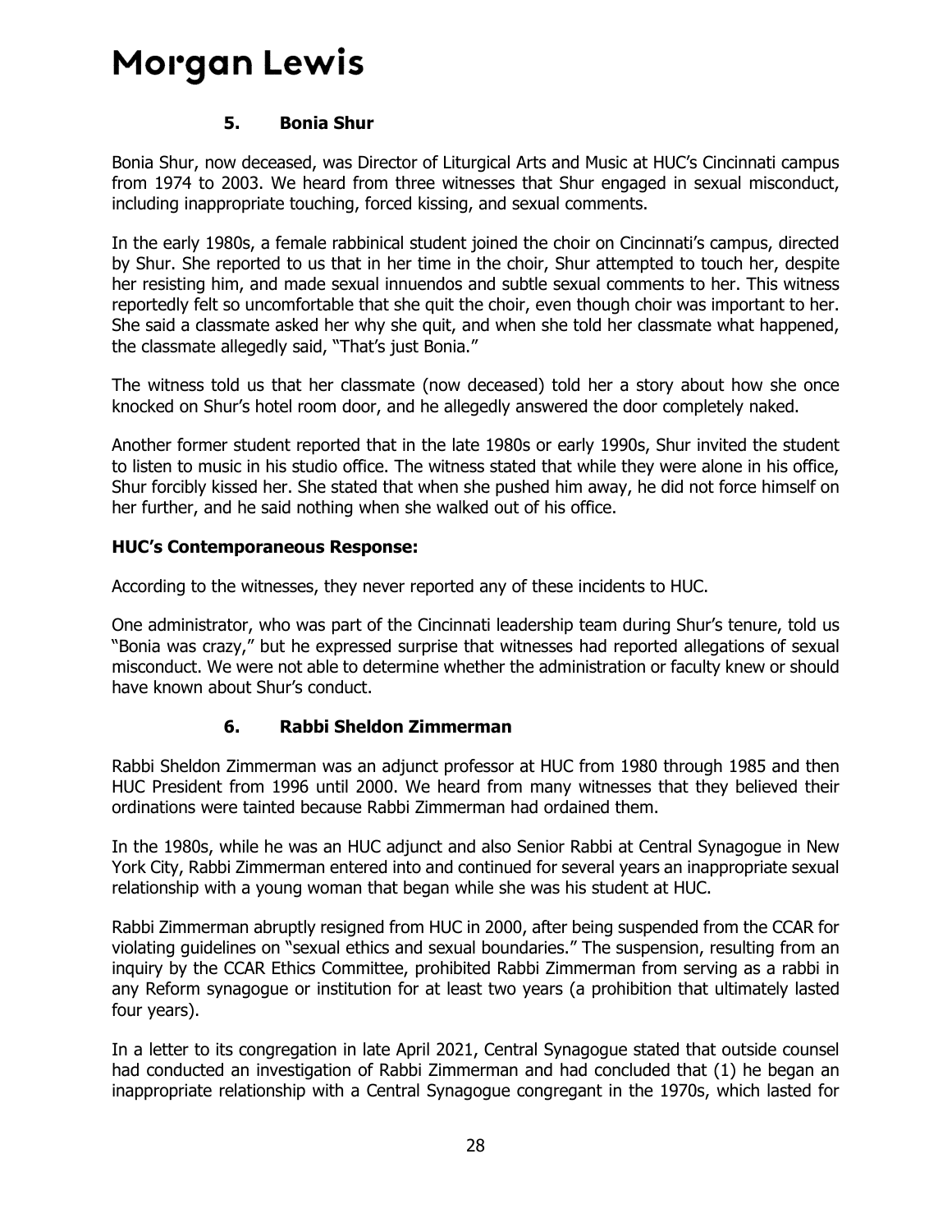### 5. Bonia Shur

Bonia Shur, now deceased, was Director of Liturgical Arts and Music at HUC's Cincinnati campus from 1974 to 2003. We heard from three witnesses that Shur engaged in sexual misconduct, including inappropriate touching, forced kissing, and sexual comments.

In the early 1980s, a female rabbinical student joined the choir on Cincinnati's campus, directed by Shur. She reported to us that in her time in the choir, Shur attempted to touch her, despite her resisting him, and made sexual innuendos and subtle sexual comments to her. This witness reportedly felt so uncomfortable that she quit the choir, even though choir was important to her. She said a classmate asked her why she quit, and when she told her classmate what happened, the classmate allegedly said, "That's just Bonia."

The witness told us that her classmate (now deceased) told her a story about how she once knocked on Shur's hotel room door, and he allegedly answered the door completely naked.

Another former student reported that in the late 1980s or early 1990s, Shur invited the student to listen to music in his studio office. The witness stated that while they were alone in his office, Shur forcibly kissed her. She stated that when she pushed him away, he did not force himself on her further, and he said nothing when she walked out of his office.

**HUC's Contemporaneous Response:**

According to the witnesses, they never reported any of these incidents to HUC.

One administrator, who was part of the Cincinnati leadership team during Shur's tenure, told us "Bonia was crazy," but he expressed surprise that witnesses had reported allegations of sexual misconduct. We were not able to determine whether the administration or faculty knew or should have known about Shur's conduct.

### 6. Rabbi Sheldon Zimmerman

Rabbi Sheldon Zimmerman was an adjunct professor at HUC from 1980 through 1985 and then HUC President from 1996 until 2000. We heard from many witnesses that they believed their ordinations were tainted because Rabbi Zimmerman had ordained them.

In the 1980s, while he was an HUC adjunct and also Senior Rabbi at Central Synagogue in New York City, Rabbi Zimmerman entered into and continued for several years an inappropriate sexual relationship with a young woman that began while she was his student at HUC.

Rabbi Zimmerman abruptly resigned from HUC in 2000, after being suspended from the CCAR for violating guidelines on "sexual ethics and sexual boundaries." The suspension, resulting from an inquiry by the CCAR Ethics Committee, prohibited Rabbi Zimmerman from serving as a rabbi in any Reform synagogue or institution for at least two years (a prohibition that ultimately lasted four years).

In a letter to its congregation in late April 2021, Central Synagogue stated that outside counsel had conducted an investigation of Rabbi Zimmerman and had concluded that (1) he began an inappropriate relationship with a Central Synagogue congregant in the 1970s, which lasted for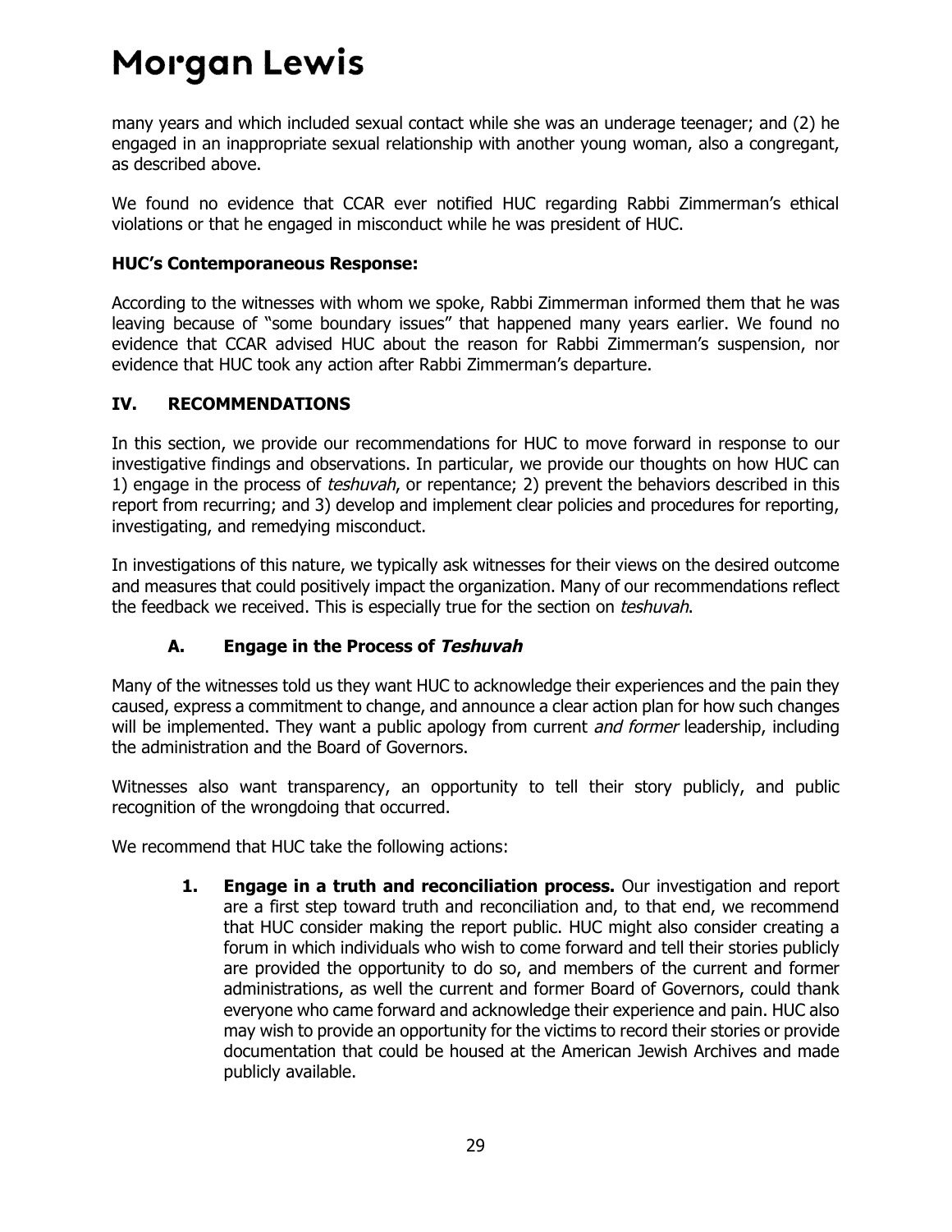many years and which included sexual contact while she was an underage teenager; and (2) he engaged in an inappropriate sexual relationship with another young woman, also a congregant, as described above.

We found no evidence that CCAR ever notified HUC regarding Rabbi Zimmerman's ethical violations or that he engaged in misconduct while he was president of HUC.

**HUC's Contemporaneous Response:**

According to the witnesses with whom we spoke, Rabbi Zimmerman informed them that he was leaving because of "some boundary issues" that happened many years earlier. We found no evidence that CCAR advised HUC about the reason for Rabbi Zimmerman's suspension, nor evidence that HUC took any action after Rabbi Zimmerman's departure.

## IV. RECOMMENDATIONS

In this section, we provide our recommendations for HUC to move forward in response to our investigative findings and observations. In particular, we provide our thoughts on how HUC can 1) engage in the process of *teshuvah*, or repentance; 2) prevent the behaviors described in this report from recurring; and 3) develop and implement clear policies and procedures for reporting, investigating, and remedying misconduct.

In investigations of this nature, we typically ask witnesses for their views on the desired outcome and measures that could positively impact the organization. Many of our recommendations reflect the feedback we received. This is especially true for the section on *teshuvah*.

### A. Engage in the Process of *Teshuvah*

Many of the witnesses told us they want HUC to acknowledge their experiences and the pain they caused, express a commitment to change, and announce a clear action plan for how such changes will be implemented. They want a public apology from current *and former* leadership, including the administration and the Board of Governors.

Witnesses also want transparency, an opportunity to tell their story publicly, and public recognition of the wrongdoing that occurred.

We recommend that HUC take the following actions:

1. **Engage in a truth and reconciliation process.** Our investigation and report are a first step toward truth and reconciliation and, to that end, we recommend that HUC consider making the report public. HUC might also consider creating a forum in which individuals who wish to come forward and tell their stories publicly are provided the opportunity to do so, and members of the current and former administrations, as well the current and former Board of Governors, could thank everyone who came forward and acknowledge their experience and pain. HUC also may wish to provide an opportunity for the victims to record their stories or provide documentation that could be housed at the American Jewish Archives and made publicly available.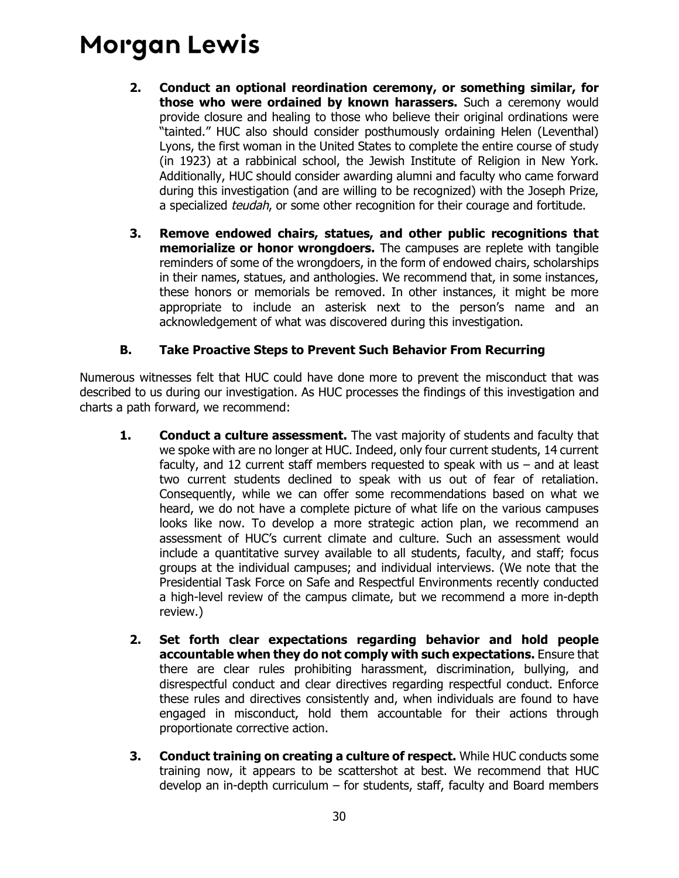2. **Conduct an optional reordination ceremony, or something similar, for those who were ordained by known harassers.** Such a ceremony would provide closure and healing to those who believe their original ordinations were "tainted." HUC also should consider posthumously ordaining Helen (Leventhal) Lyons, the first woman in the United States to complete the entire course of study (in 1923) at a rabbinical school, the Jewish Institute of Religion in New York. Additionally, HUC should consider awarding alumni and faculty who came forward during this investigation (and are willing to be recognized) with the Joseph Prize, a specialized *teudah*, or some other recognition for their courage and fortitude.

3. **Remove endowed chairs, statues, and other public recognitions that memorialize or honor wrongdoers.** The campuses are replete with tangible reminders of some of the wrongdoers, in the form of endowed chairs, scholarships in their names, statues, and anthologies. We recommend that, in some instances, these honors or memorials be removed. In other instances, it might be more appropriate to include an asterisk next to the person's name and an acknowledgement of what was discovered during this investigation.

### B. Take Proactive Steps to Prevent Such Behavior From Recurring

Numerous witnesses felt that HUC could have done more to prevent the misconduct that was described to us during our investigation. As HUC processes the findings of this investigation and charts a path forward, we recommend:

1. **Conduct a culture assessment.** The vast majority of students and faculty that we spoke with are no longer at HUC. Indeed, only four current students, 14 current faculty, and 12 current staff members requested to speak with us – and at least two current students declined to speak with us out of fear of retaliation. Consequently, while we can offer some recommendations based on what we heard, we do not have a complete picture of what life on the various campuses looks like now. To develop a more strategic action plan, we recommend an assessment of HUC's current climate and culture. Such an assessment would include a quantitative survey available to all students, faculty, and staff; focus groups at the individual campuses; and individual interviews. (We note that the Presidential Task Force on Safe and Respectful Environments recently conducted a high-level review of the campus climate, but we recommend a more in-depth review.)

2. **Set forth clear expectations regarding behavior and hold people accountable when they do not comply with such expectations.** Ensure that there are clear rules prohibiting harassment, discrimination, bullying, and disrespectful conduct and clear directives regarding respectful conduct. Enforce these rules and directives consistently and, when individuals are found to have engaged in misconduct, hold them accountable for their actions through proportionate corrective action.

3. **Conduct training on creating a culture of respect.** While HUC conducts some training now, it appears to be scattershot at best. We recommend that HUC develop an in-depth curriculum – for students, staff, faculty and Board members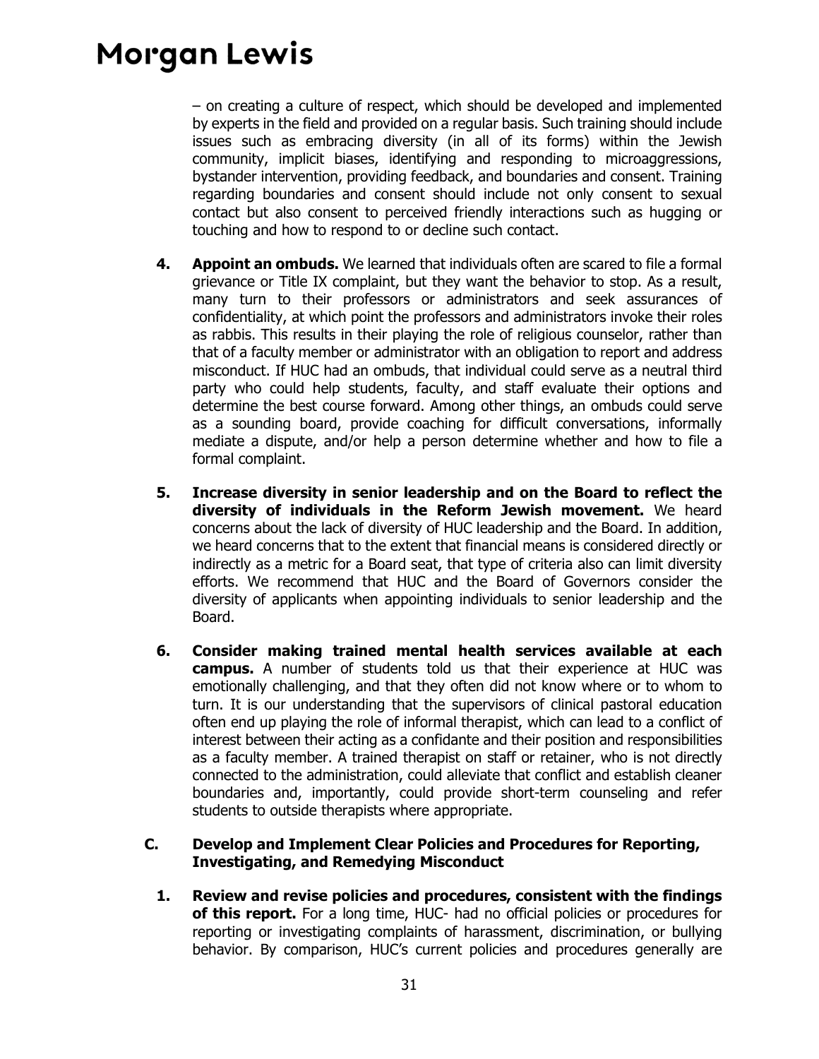– on creating a culture of respect, which should be developed and implemented by experts in the field and provided on a regular basis. Such training should include issues such as embracing diversity (in all of its forms) within the Jewish community, implicit biases, identifying and responding to microaggressions, bystander intervention, providing feedback, and boundaries and consent. Training regarding boundaries and consent should include not only consent to sexual contact but also consent to perceived friendly interactions such as hugging or touching and how to respond to or decline such contact.

4. **Appoint an ombuds.** We learned that individuals often are scared to file a formal grievance or Title IX complaint, but they want the behavior to stop. As a result, many turn to their professors or administrators and seek assurances of confidentiality, at which point the professors and administrators invoke their roles as rabbis. This results in their playing the role of religious counselor, rather than that of a faculty member or administrator with an obligation to report and address misconduct. If HUC had an ombuds, that individual could serve as a neutral third party who could help students, faculty, and staff evaluate their options and determine the best course forward. Among other things, an ombuds could serve as a sounding board, provide coaching for difficult conversations, informally mediate a dispute, and/or help a person determine whether and how to file a formal complaint.

5. **Increase diversity in senior leadership and on the Board to reflect the diversity of individuals in the Reform Jewish movement.** We heard concerns about the lack of diversity of HUC leadership and the Board. In addition, we heard concerns that to the extent that financial means is considered directly or indirectly as a metric for a Board seat, that type of criteria also can limit diversity efforts. We recommend that HUC and the Board of Governors consider the diversity of applicants when appointing individuals to senior leadership and the Board.

6. **Consider making trained mental health services available at each campus.** A number of students told us that their experience at HUC was emotionally challenging, and that they often did not know where or to whom to turn. It is our understanding that the supervisors of clinical pastoral education often end up playing the role of informal therapist, which can lead to a conflict of interest between their acting as a confidante and their position and responsibilities as a faculty member. A trained therapist on staff or retainer, who is not directly connected to the administration, could alleviate that conflict and establish cleaner boundaries and, importantly, could provide short-term counseling and refer students to outside therapists where appropriate.

### C. Develop and Implement Clear Policies and Procedures for Reporting, Investigating, and Remedying Misconduct

1. **Review and revise policies and procedures, consistent with the findings of this report.** For a long time, HUC- had no official policies or procedures for reporting or investigating complaints of harassment, discrimination, or bullying behavior. By comparison, HUC's current policies and procedures generally are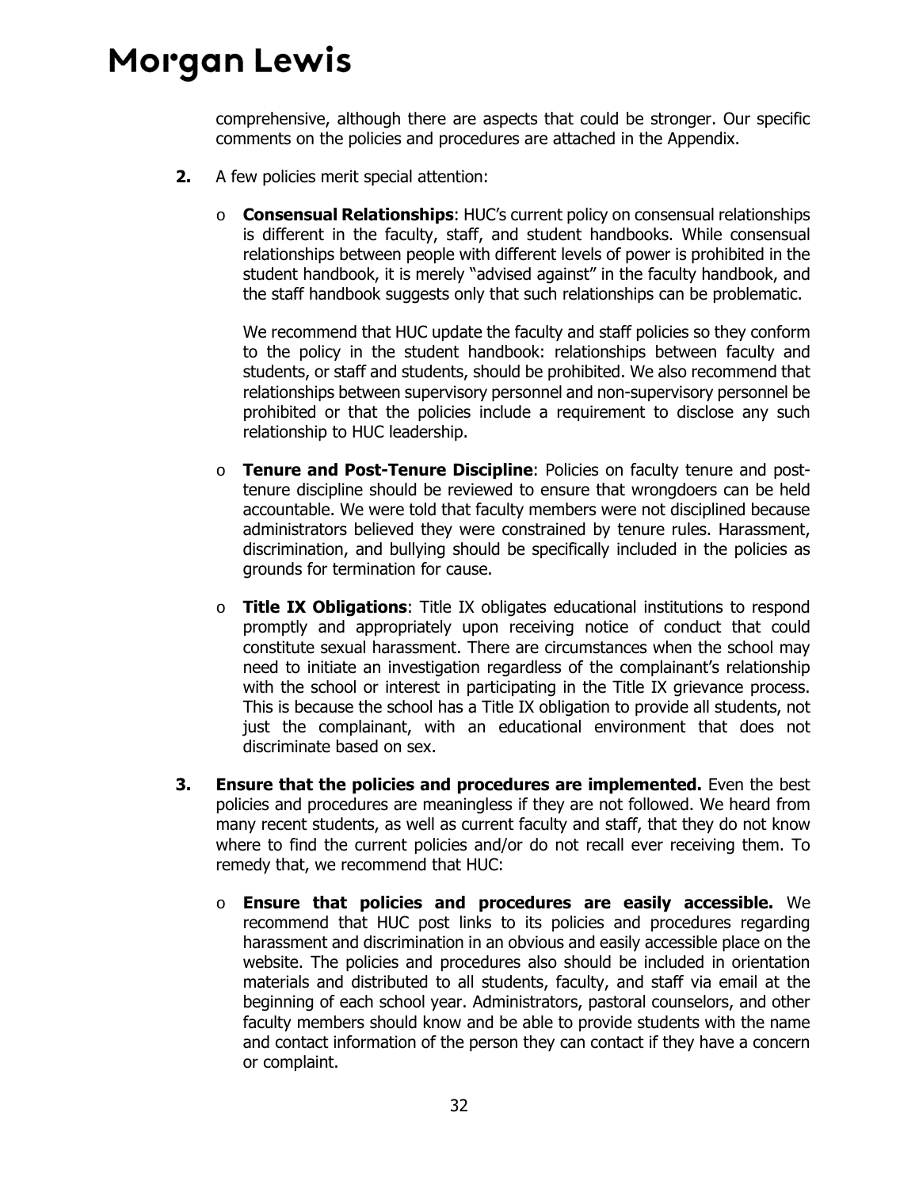comprehensive, although there are aspects that could be stronger. Our specific comments on the policies and procedures are attached in the Appendix.

**2.** A few policies merit special attention:

- **Consensual Relationships**: HUC's current policy on consensual relationships is different in the faculty, staff, and student handbooks. While consensual relationships between people with different levels of power is prohibited in the student handbook, it is merely "advised against" in the faculty handbook, and the staff handbook suggests only that such relationships can be problematic.

  We recommend that HUC update the faculty and staff policies so they conform to the policy in the student handbook: relationships between faculty and students, or staff and students, should be prohibited. We also recommend that relationships between supervisory personnel and non-supervisory personnel be prohibited or that the policies include a requirement to disclose any such relationship to HUC leadership.

- **Tenure and Post-Tenure Discipline**: Policies on faculty tenure and post-tenure discipline should be reviewed to ensure that wrongdoers can be held accountable. We were told that faculty members were not disciplined because administrators believed they were constrained by tenure rules. Harassment, discrimination, and bullying should be specifically included in the policies as grounds for termination for cause.

- **Title IX Obligations**: Title IX obligates educational institutions to respond promptly and appropriately upon receiving notice of conduct that could constitute sexual harassment. There are circumstances when the school may need to initiate an investigation regardless of the complainant's relationship with the school or interest in participating in the Title IX grievance process. This is because the school has a Title IX obligation to provide all students, not just the complainant, with an educational environment that does not discriminate based on sex.

**3. Ensure that the policies and procedures are implemented.** Even the best policies and procedures are meaningless if they are not followed. We heard from many recent students, as well as current faculty and staff, that they do not know where to find the current policies and/or do not recall ever receiving them. To remedy that, we recommend that HUC:

- **Ensure that policies and procedures are easily accessible.** We recommend that HUC post links to its policies and procedures regarding harassment and discrimination in an obvious and easily accessible place on the website. The policies and procedures also should be included in orientation materials and distributed to all students, faculty, and staff via email at the beginning of each school year. Administrators, pastoral counselors, and other faculty members should know and be able to provide students with the name and contact information of the person they can contact if they have a concern or complaint.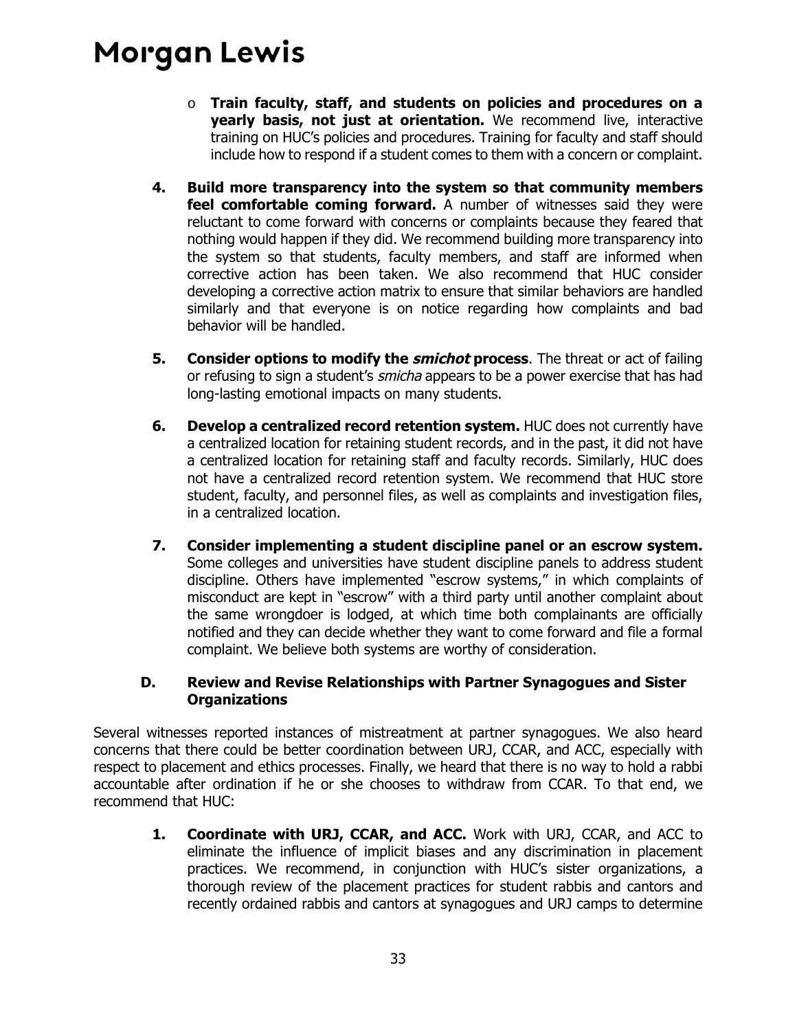- **Train faculty, staff, and students on policies and procedures on a yearly basis, not just at orientation.** We recommend live, interactive training on HUC's policies and procedures. Training for faculty and staff should include how to respond if a student comes to them with a concern or complaint.

4. **Build more transparency into the system so that community members feel comfortable coming forward.** A number of witnesses said they were reluctant to come forward with concerns or complaints because they feared that nothing would happen if they did. We recommend building more transparency into the system so that students, faculty members, and staff are informed when corrective action has been taken. We also recommend that HUC consider developing a corrective action matrix to ensure that similar behaviors are handled similarly and that everyone is on notice regarding how complaints and bad behavior will be handled.

5. **Consider options to modify the *smichot* process**. The threat or act of failing or refusing to sign a student's *smicha* appears to be a power exercise that has had long-lasting emotional impacts on many students.

6. **Develop a centralized record retention system.** HUC does not currently have a centralized location for retaining student records, and in the past, it did not have a centralized location for retaining staff and faculty records. Similarly, HUC does not have a centralized record retention system. We recommend that HUC store student, faculty, and personnel files, as well as complaints and investigation files, in a centralized location.

7. **Consider implementing a student discipline panel or an escrow system.** Some colleges and universities have student discipline panels to address student discipline. Others have implemented "escrow systems," in which complaints of misconduct are kept in "escrow" with a third party until another complaint about the same wrongdoer is lodged, at which time both complainants are officially notified and they can decide whether they want to come forward and file a formal complaint. We believe both systems are worthy of consideration.

### D. Review and Revise Relationships with Partner Synagogues and Sister Organizations

Several witnesses reported instances of mistreatment at partner synagogues. We also heard concerns that there could be better coordination between URJ, CCAR, and ACC, especially with respect to placement and ethics processes. Finally, we heard that there is no way to hold a rabbi accountable after ordination if he or she chooses to withdraw from CCAR. To that end, we recommend that HUC:

1. **Coordinate with URJ, CCAR, and ACC.** Work with URJ, CCAR, and ACC to eliminate the influence of implicit biases and any discrimination in placement practices. We recommend, in conjunction with HUC's sister organizations, a thorough review of the placement practices for student rabbis and cantors and recently ordained rabbis and cantors at synagogues and URJ camps to determine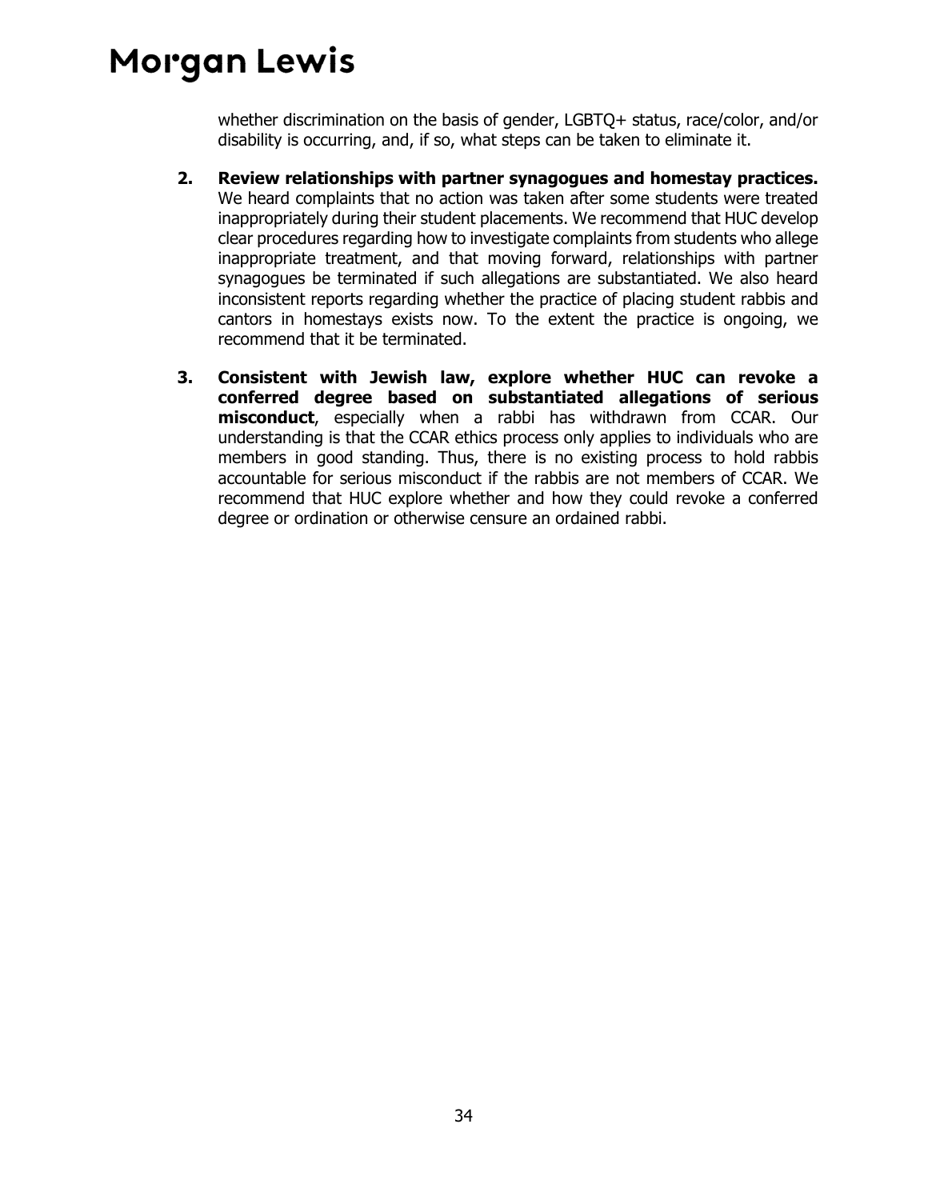whether discrimination on the basis of gender, LGBTQ+ status, race/color, and/or disability is occurring, and, if so, what steps can be taken to eliminate it.

2. **Review relationships with partner synagogues and homestay practices.** We heard complaints that no action was taken after some students were treated inappropriately during their student placements. We recommend that HUC develop clear procedures regarding how to investigate complaints from students who allege inappropriate treatment, and that moving forward, relationships with partner synagogues be terminated if such allegations are substantiated. We also heard inconsistent reports regarding whether the practice of placing student rabbis and cantors in homestays exists now. To the extent the practice is ongoing, we recommend that it be terminated.

3. **Consistent with Jewish law, explore whether HUC can revoke a conferred degree based on substantiated allegations of serious misconduct**, especially when a rabbi has withdrawn from CCAR. Our understanding is that the CCAR ethics process only applies to individuals who are members in good standing. Thus, there is no existing process to hold rabbis accountable for serious misconduct if the rabbis are not members of CCAR. We recommend that HUC explore whether and how they could revoke a conferred degree or ordination or otherwise censure an ordained rabbi.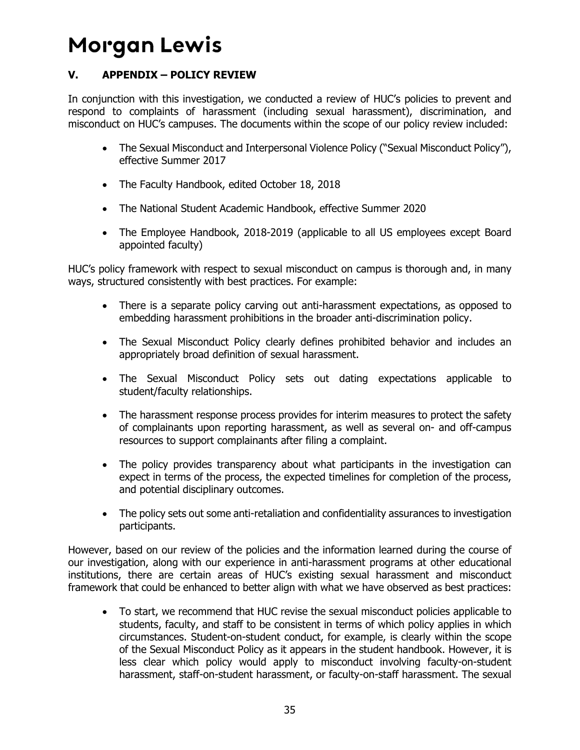## V. APPENDIX – POLICY REVIEW

In conjunction with this investigation, we conducted a review of HUC's policies to prevent and respond to complaints of harassment (including sexual harassment), discrimination, and misconduct on HUC's campuses. The documents within the scope of our policy review included:

- The Sexual Misconduct and Interpersonal Violence Policy ("Sexual Misconduct Policy"), effective Summer 2017
- The Faculty Handbook, edited October 18, 2018
- The National Student Academic Handbook, effective Summer 2020
- The Employee Handbook, 2018-2019 (applicable to all US employees except Board appointed faculty)

HUC's policy framework with respect to sexual misconduct on campus is thorough and, in many ways, structured consistently with best practices. For example:

- There is a separate policy carving out anti-harassment expectations, as opposed to embedding harassment prohibitions in the broader anti-discrimination policy.
- The Sexual Misconduct Policy clearly defines prohibited behavior and includes an appropriately broad definition of sexual harassment.
- The Sexual Misconduct Policy sets out dating expectations applicable to student/faculty relationships.
- The harassment response process provides for interim measures to protect the safety of complainants upon reporting harassment, as well as several on- and off-campus resources to support complainants after filing a complaint.
- The policy provides transparency about what participants in the investigation can expect in terms of the process, the expected timelines for completion of the process, and potential disciplinary outcomes.
- The policy sets out some anti-retaliation and confidentiality assurances to investigation participants.

However, based on our review of the policies and the information learned during the course of our investigation, along with our experience in anti-harassment programs at other educational institutions, there are certain areas of HUC's existing sexual harassment and misconduct framework that could be enhanced to better align with what we have observed as best practices:

- To start, we recommend that HUC revise the sexual misconduct policies applicable to students, faculty, and staff to be consistent in terms of which policy applies in which circumstances. Student-on-student conduct, for example, is clearly within the scope of the Sexual Misconduct Policy as it appears in the student handbook. However, it is less clear which policy would apply to misconduct involving faculty-on-student harassment, staff-on-student harassment, or faculty-on-staff harassment. The sexual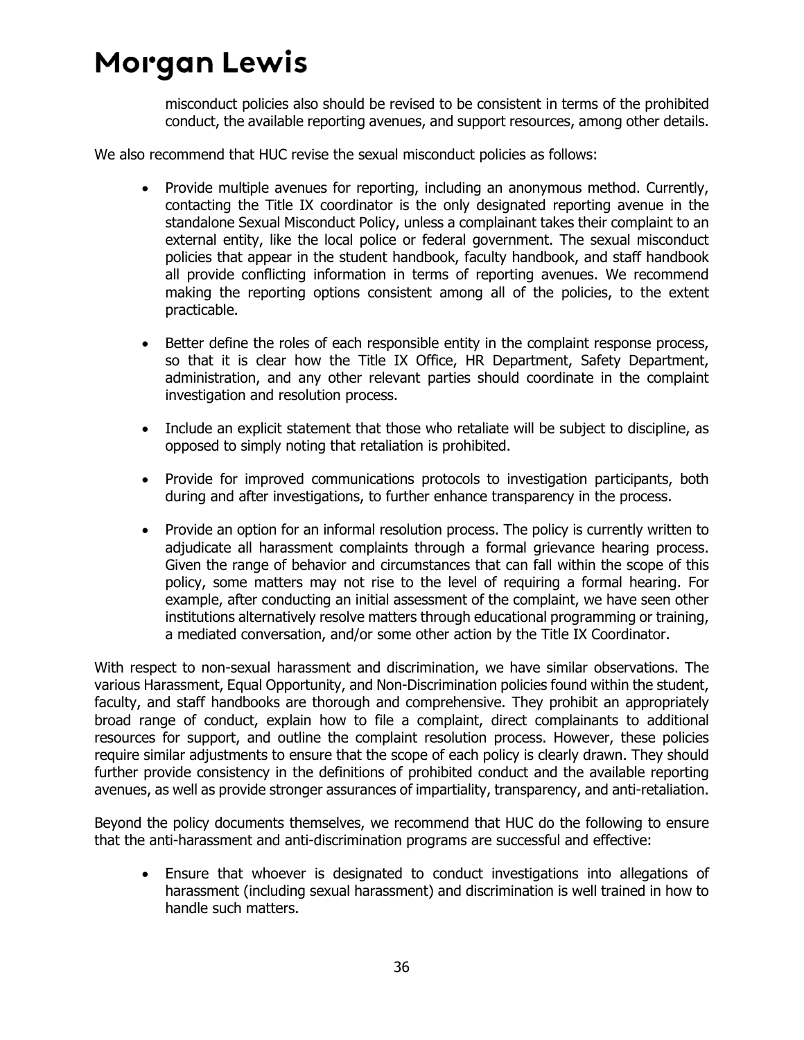misconduct policies also should be revised to be consistent in terms of the prohibited conduct, the available reporting avenues, and support resources, among other details.

We also recommend that HUC revise the sexual misconduct policies as follows:

- Provide multiple avenues for reporting, including an anonymous method. Currently, contacting the Title IX coordinator is the only designated reporting avenue in the standalone Sexual Misconduct Policy, unless a complainant takes their complaint to an external entity, like the local police or federal government. The sexual misconduct policies that appear in the student handbook, faculty handbook, and staff handbook all provide conflicting information in terms of reporting avenues. We recommend making the reporting options consistent among all of the policies, to the extent practicable.

- Better define the roles of each responsible entity in the complaint response process, so that it is clear how the Title IX Office, HR Department, Safety Department, administration, and any other relevant parties should coordinate in the complaint investigation and resolution process.

- Include an explicit statement that those who retaliate will be subject to discipline, as opposed to simply noting that retaliation is prohibited.

- Provide for improved communications protocols to investigation participants, both during and after investigations, to further enhance transparency in the process.

- Provide an option for an informal resolution process. The policy is currently written to adjudicate all harassment complaints through a formal grievance hearing process. Given the range of behavior and circumstances that can fall within the scope of this policy, some matters may not rise to the level of requiring a formal hearing. For example, after conducting an initial assessment of the complaint, we have seen other institutions alternatively resolve matters through educational programming or training, a mediated conversation, and/or some other action by the Title IX Coordinator.

With respect to non-sexual harassment and discrimination, we have similar observations. The various Harassment, Equal Opportunity, and Non-Discrimination policies found within the student, faculty, and staff handbooks are thorough and comprehensive. They prohibit an appropriately broad range of conduct, explain how to file a complaint, direct complainants to additional resources for support, and outline the complaint resolution process. However, these policies require similar adjustments to ensure that the scope of each policy is clearly drawn. They should further provide consistency in the definitions of prohibited conduct and the available reporting avenues, as well as provide stronger assurances of impartiality, transparency, and anti-retaliation.

Beyond the policy documents themselves, we recommend that HUC do the following to ensure that the anti-harassment and anti-discrimination programs are successful and effective:

- Ensure that whoever is designated to conduct investigations into allegations of harassment (including sexual harassment) and discrimination is well trained in how to handle such matters.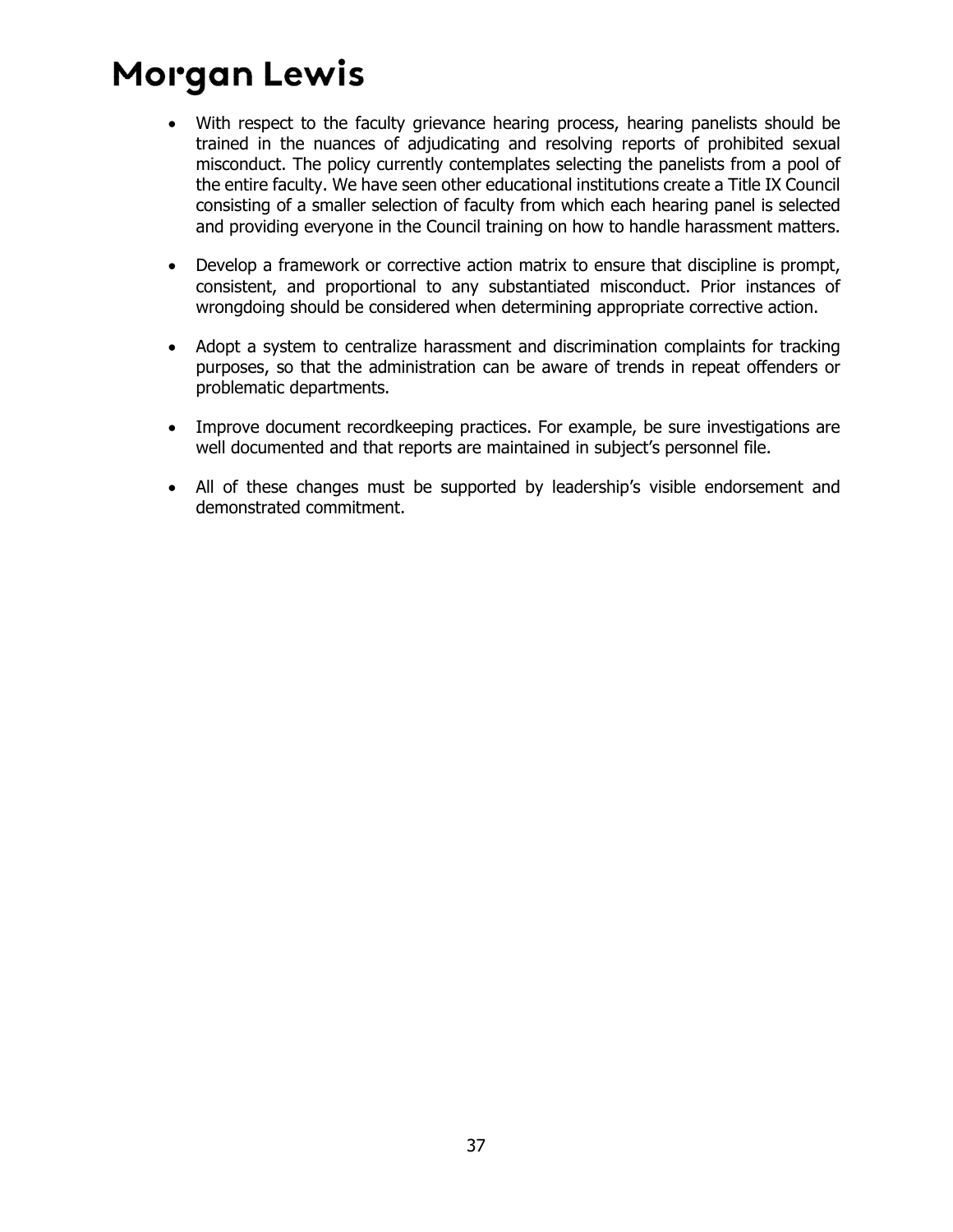- With respect to the faculty grievance hearing process, hearing panelists should be trained in the nuances of adjudicating and resolving reports of prohibited sexual misconduct. The policy currently contemplates selecting the panelists from a pool of the entire faculty. We have seen other educational institutions create a Title IX Council consisting of a smaller selection of faculty from which each hearing panel is selected and providing everyone in the Council training on how to handle harassment matters.

- Develop a framework or corrective action matrix to ensure that discipline is prompt, consistent, and proportional to any substantiated misconduct. Prior instances of wrongdoing should be considered when determining appropriate corrective action.

- Adopt a system to centralize harassment and discrimination complaints for tracking purposes, so that the administration can be aware of trends in repeat offenders or problematic departments.

- Improve document recordkeeping practices. For example, be sure investigations are well documented and that reports are maintained in subject's personnel file.

- All of these changes must be supported by leadership's visible endorsement and demonstrated commitment.